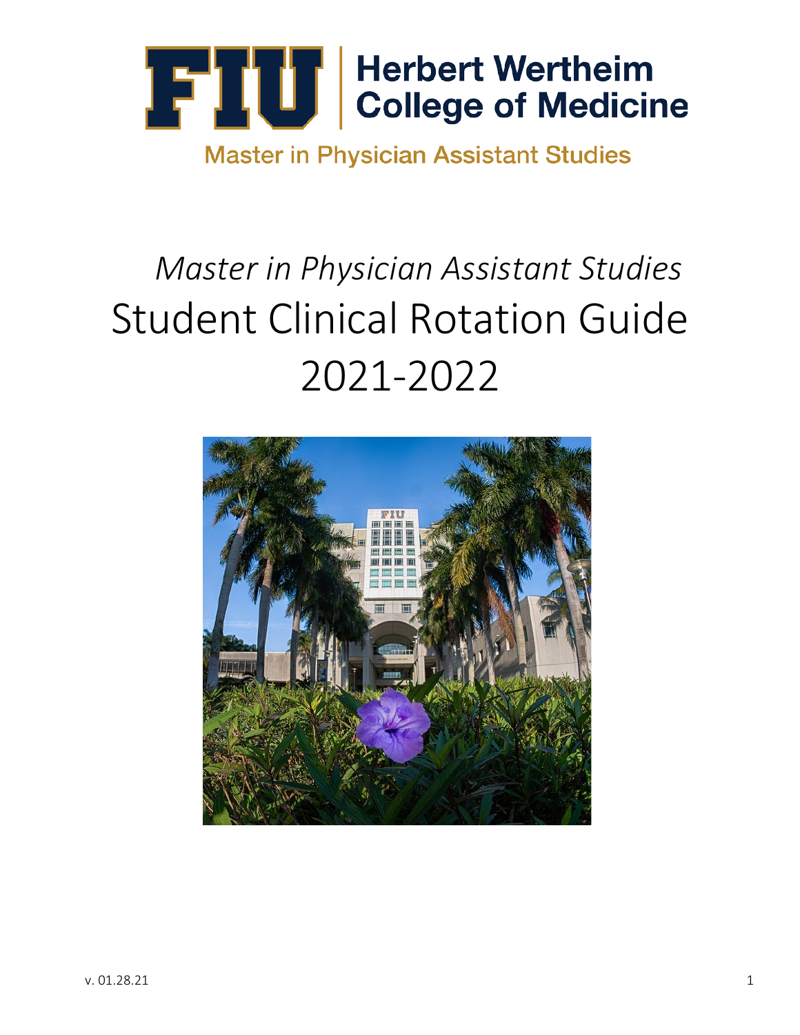FIU | Herbert Wertheim College of Medicine

Master in Physician Assistant Studies

# *Master in Physician Assistant Studies*
# Student Clinical Rotation Guide
# 2021-2022

v. 01.28.21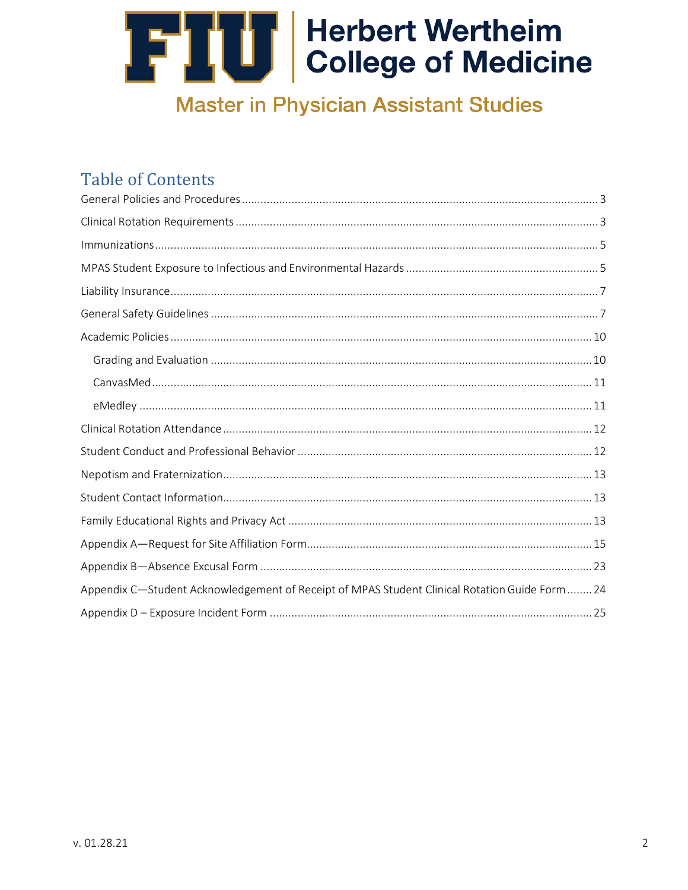# Herbert Wertheim College of Medicine

## Master in Physician Assistant Studies

## Table of Contents

- General Policies and Procedures ........ 3
- Clinical Rotation Requirements ........ 3
- Immunizations ........ 5
- MPAS Student Exposure to Infectious and Environmental Hazards ........ 5
- Liability Insurance ........ 7
- General Safety Guidelines ........ 7
- Academic Policies ........ 10
  - Grading and Evaluation ........ 10
  - CanvasMed ........ 11
  - eMedley ........ 11
- Clinical Rotation Attendance ........ 12
- Student Conduct and Professional Behavior ........ 12
- Nepotism and Fraternization ........ 13
- Student Contact Information ........ 13
- Family Educational Rights and Privacy Act ........ 13
- Appendix A—Request for Site Affiliation Form ........ 15
- Appendix B—Absence Excusal Form ........ 23
- Appendix C—Student Acknowledgement of Receipt of MPAS Student Clinical Rotation Guide Form ........ 24
- Appendix D – Exposure Incident Form ........ 25

v. 01.28.21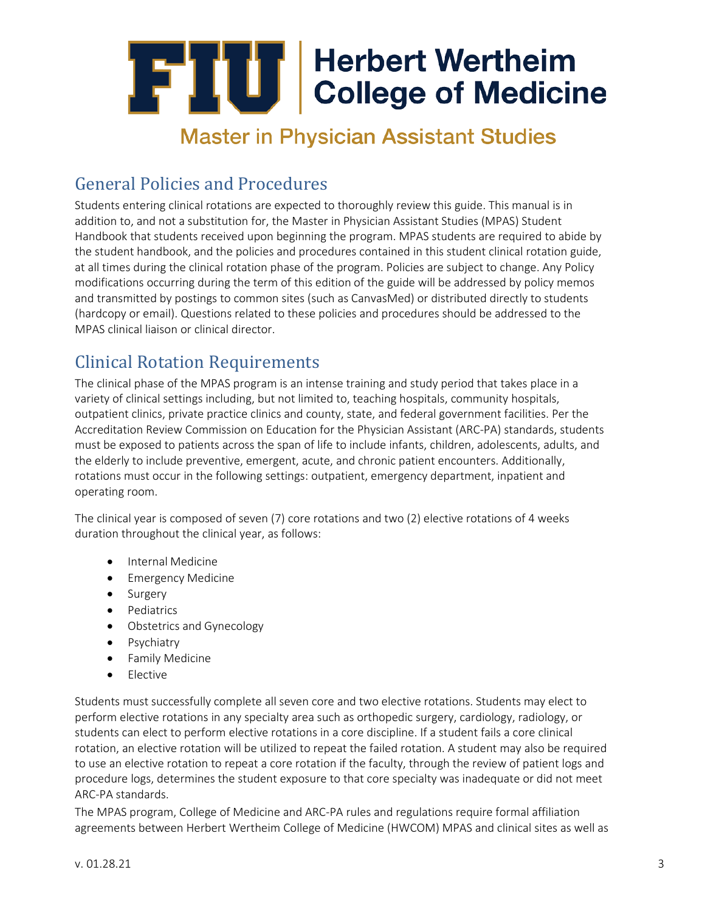# FIU | Herbert Wertheim College of Medicine

## Master in Physician Assistant Studies

## General Policies and Procedures

Students entering clinical rotations are expected to thoroughly review this guide. This manual is in addition to, and not a substitution for, the Master in Physician Assistant Studies (MPAS) Student Handbook that students received upon beginning the program. MPAS students are required to abide by the student handbook, and the policies and procedures contained in this student clinical rotation guide, at all times during the clinical rotation phase of the program. Policies are subject to change. Any Policy modifications occurring during the term of this edition of the guide will be addressed by policy memos and transmitted by postings to common sites (such as CanvasMed) or distributed directly to students (hardcopy or email). Questions related to these policies and procedures should be addressed to the MPAS clinical liaison or clinical director.

## Clinical Rotation Requirements

The clinical phase of the MPAS program is an intense training and study period that takes place in a variety of clinical settings including, but not limited to, teaching hospitals, community hospitals, outpatient clinics, private practice clinics and county, state, and federal government facilities. Per the Accreditation Review Commission on Education for the Physician Assistant (ARC-PA) standards, students must be exposed to patients across the span of life to include infants, children, adolescents, adults, and the elderly to include preventive, emergent, acute, and chronic patient encounters. Additionally, rotations must occur in the following settings: outpatient, emergency department, inpatient and operating room.

The clinical year is composed of seven (7) core rotations and two (2) elective rotations of 4 weeks duration throughout the clinical year, as follows:

- Internal Medicine
- Emergency Medicine
- Surgery
- Pediatrics
- Obstetrics and Gynecology
- Psychiatry
- Family Medicine
- Elective

Students must successfully complete all seven core and two elective rotations. Students may elect to perform elective rotations in any specialty area such as orthopedic surgery, cardiology, radiology, or students can elect to perform elective rotations in a core discipline. If a student fails a core clinical rotation, an elective rotation will be utilized to repeat the failed rotation. A student may also be required to use an elective rotation to repeat a core rotation if the faculty, through the review of patient logs and procedure logs, determines the student exposure to that core specialty was inadequate or did not meet ARC-PA standards.

The MPAS program, College of Medicine and ARC-PA rules and regulations require formal affiliation agreements between Herbert Wertheim College of Medicine (HWCOM) MPAS and clinical sites as well as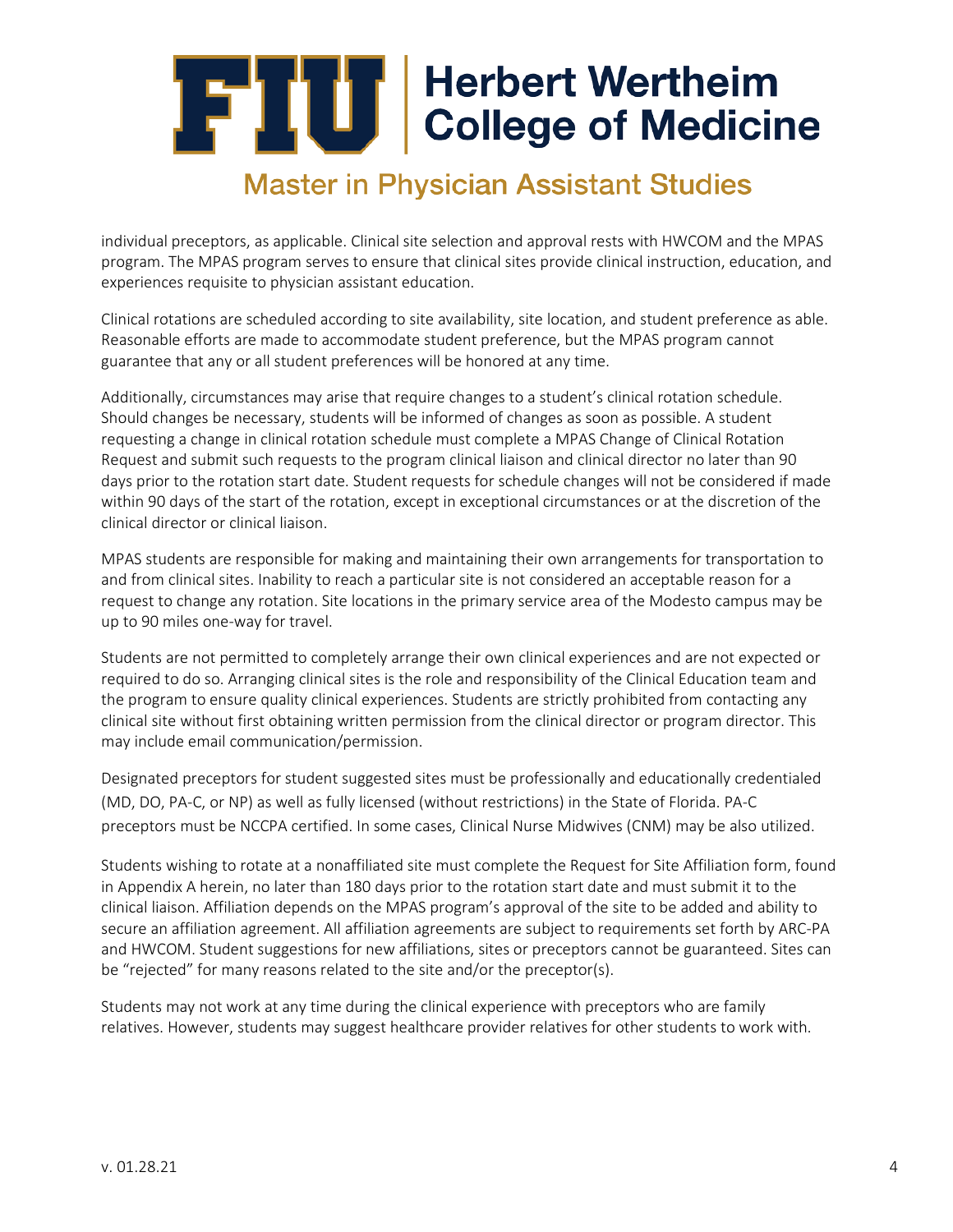individual preceptors, as applicable. Clinical site selection and approval rests with HWCOM and the MPAS program. The MPAS program serves to ensure that clinical sites provide clinical instruction, education, and experiences requisite to physician assistant education.

Clinical rotations are scheduled according to site availability, site location, and student preference as able. Reasonable efforts are made to accommodate student preference, but the MPAS program cannot guarantee that any or all student preferences will be honored at any time.

Additionally, circumstances may arise that require changes to a student's clinical rotation schedule. Should changes be necessary, students will be informed of changes as soon as possible. A student requesting a change in clinical rotation schedule must complete a MPAS Change of Clinical Rotation Request and submit such requests to the program clinical liaison and clinical director no later than 90 days prior to the rotation start date. Student requests for schedule changes will not be considered if made within 90 days of the start of the rotation, except in exceptional circumstances or at the discretion of the clinical director or clinical liaison.

MPAS students are responsible for making and maintaining their own arrangements for transportation to and from clinical sites. Inability to reach a particular site is not considered an acceptable reason for a request to change any rotation. Site locations in the primary service area of the Modesto campus may be up to 90 miles one-way for travel.

Students are not permitted to completely arrange their own clinical experiences and are not expected or required to do so. Arranging clinical sites is the role and responsibility of the Clinical Education team and the program to ensure quality clinical experiences. Students are strictly prohibited from contacting any clinical site without first obtaining written permission from the clinical director or program director. This may include email communication/permission.

Designated preceptors for student suggested sites must be professionally and educationally credentialed (MD, DO, PA-C, or NP) as well as fully licensed (without restrictions) in the State of Florida. PA-C preceptors must be NCCPA certified. In some cases, Clinical Nurse Midwives (CNM) may be also utilized.

Students wishing to rotate at a nonaffiliated site must complete the Request for Site Affiliation form, found in Appendix A herein, no later than 180 days prior to the rotation start date and must submit it to the clinical liaison. Affiliation depends on the MPAS program's approval of the site to be added and ability to secure an affiliation agreement. All affiliation agreements are subject to requirements set forth by ARC-PA and HWCOM. Student suggestions for new affiliations, sites or preceptors cannot be guaranteed. Sites can be "rejected" for many reasons related to the site and/or the preceptor(s).

Students may not work at any time during the clinical experience with preceptors who are family relatives. However, students may suggest healthcare provider relatives for other students to work with.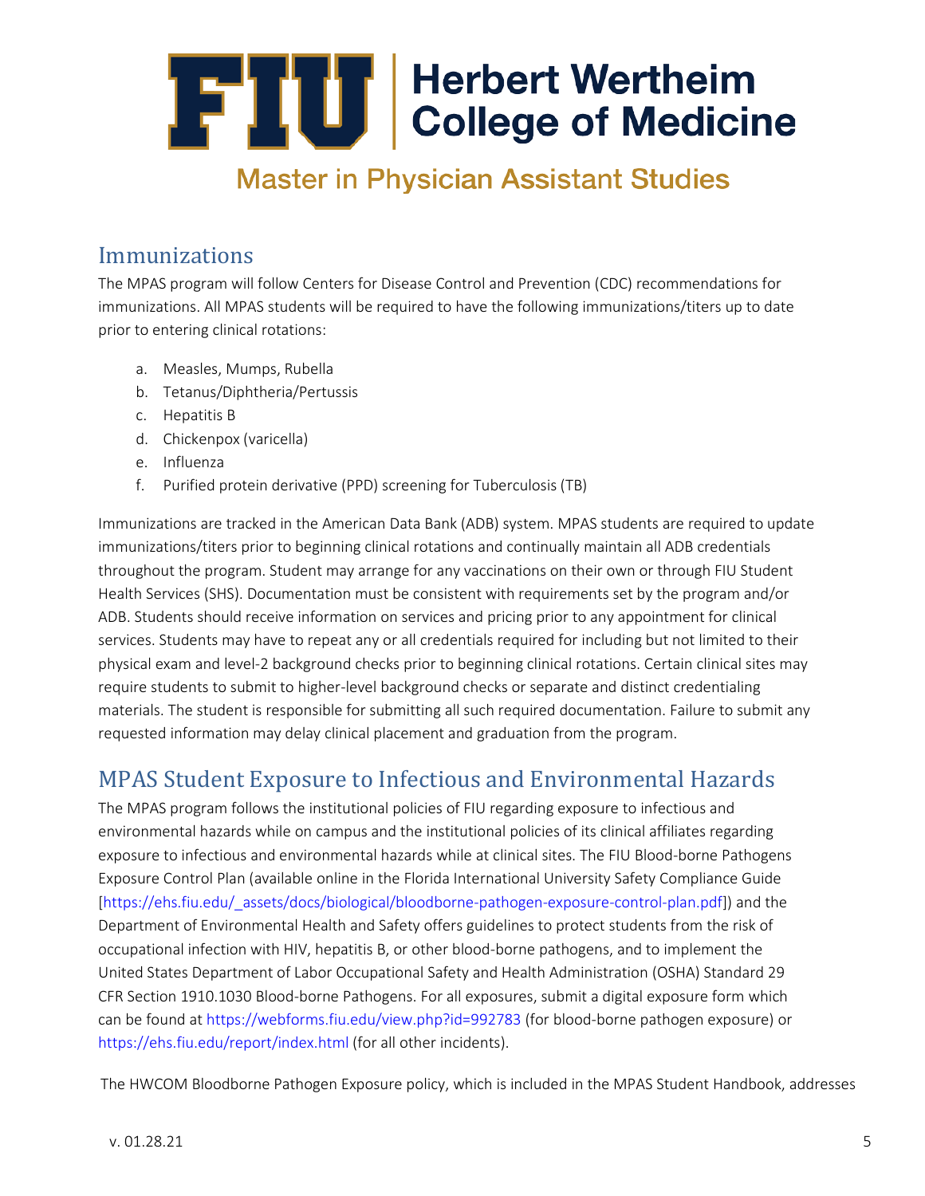## Immunizations

The MPAS program will follow Centers for Disease Control and Prevention (CDC) recommendations for immunizations. All MPAS students will be required to have the following immunizations/titers up to date prior to entering clinical rotations:

a. Measles, Mumps, Rubella
b. Tetanus/Diphtheria/Pertussis
c. Hepatitis B
d. Chickenpox (varicella)
e. Influenza
f. Purified protein derivative (PPD) screening for Tuberculosis (TB)

Immunizations are tracked in the American Data Bank (ADB) system. MPAS students are required to update immunizations/titers prior to beginning clinical rotations and continually maintain all ADB credentials throughout the program. Student may arrange for any vaccinations on their own or through FIU Student Health Services (SHS). Documentation must be consistent with requirements set by the program and/or ADB. Students should receive information on services and pricing prior to any appointment for clinical services. Students may have to repeat any or all credentials required for including but not limited to their physical exam and level-2 background checks prior to beginning clinical rotations. Certain clinical sites may require students to submit to higher-level background checks or separate and distinct credentialing materials. The student is responsible for submitting all such required documentation. Failure to submit any requested information may delay clinical placement and graduation from the program.

## MPAS Student Exposure to Infectious and Environmental Hazards

The MPAS program follows the institutional policies of FIU regarding exposure to infectious and environmental hazards while on campus and the institutional policies of its clinical affiliates regarding exposure to infectious and environmental hazards while at clinical sites. The FIU Blood-borne Pathogens Exposure Control Plan (available online in the Florida International University Safety Compliance Guide [https://ehs.fiu.edu/_assets/docs/biological/bloodborne-pathogen-exposure-control-plan.pdf]) and the Department of Environmental Health and Safety offers guidelines to protect students from the risk of occupational infection with HIV, hepatitis B, or other blood-borne pathogens, and to implement the United States Department of Labor Occupational Safety and Health Administration (OSHA) Standard 29 CFR Section 1910.1030 Blood-borne Pathogens. For all exposures, submit a digital exposure form which can be found at https://webforms.fiu.edu/view.php?id=992783 (for blood-borne pathogen exposure) or https://ehs.fiu.edu/report/index.html (for all other incidents).

The HWCOM Bloodborne Pathogen Exposure policy, which is included in the MPAS Student Handbook, addresses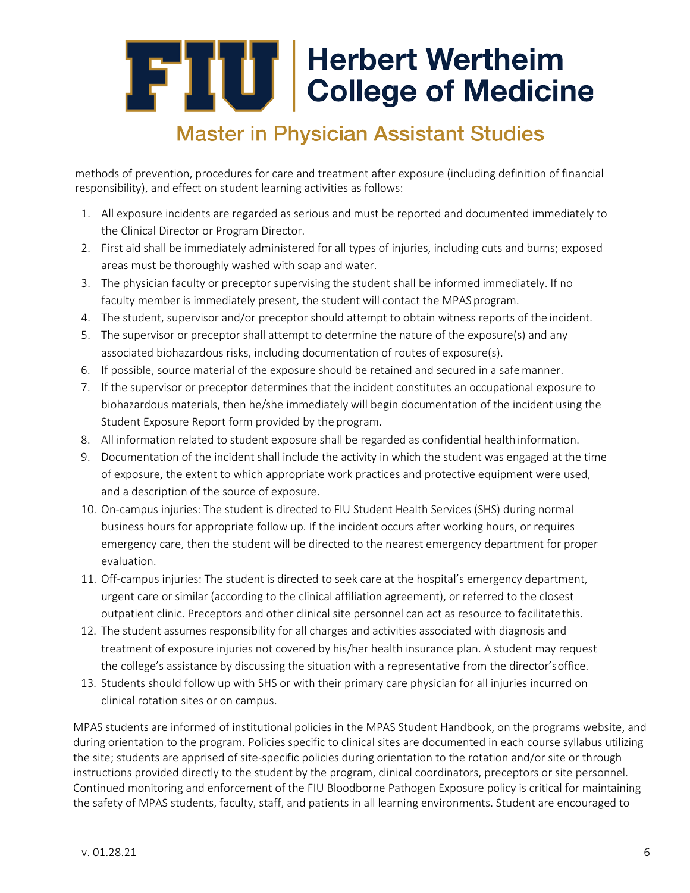methods of prevention, procedures for care and treatment after exposure (including definition of financial responsibility), and effect on student learning activities as follows:

1. All exposure incidents are regarded as serious and must be reported and documented immediately to the Clinical Director or Program Director.
2. First aid shall be immediately administered for all types of injuries, including cuts and burns; exposed areas must be thoroughly washed with soap and water.
3. The physician faculty or preceptor supervising the student shall be informed immediately. If no faculty member is immediately present, the student will contact the MPAS program.
4. The student, supervisor and/or preceptor should attempt to obtain witness reports of the incident.
5. The supervisor or preceptor shall attempt to determine the nature of the exposure(s) and any associated biohazardous risks, including documentation of routes of exposure(s).
6. If possible, source material of the exposure should be retained and secured in a safe manner.
7. If the supervisor or preceptor determines that the incident constitutes an occupational exposure to biohazardous materials, then he/she immediately will begin documentation of the incident using the Student Exposure Report form provided by the program.
8. All information related to student exposure shall be regarded as confidential health information.
9. Documentation of the incident shall include the activity in which the student was engaged at the time of exposure, the extent to which appropriate work practices and protective equipment were used, and a description of the source of exposure.
10. On-campus injuries: The student is directed to FIU Student Health Services (SHS) during normal business hours for appropriate follow up. If the incident occurs after working hours, or requires emergency care, then the student will be directed to the nearest emergency department for proper evaluation.
11. Off-campus injuries: The student is directed to seek care at the hospital's emergency department, urgent care or similar (according to the clinical affiliation agreement), or referred to the closest outpatient clinic. Preceptors and other clinical site personnel can act as resource to facilitate this.
12. The student assumes responsibility for all charges and activities associated with diagnosis and treatment of exposure injuries not covered by his/her health insurance plan. A student may request the college's assistance by discussing the situation with a representative from the director's office.
13. Students should follow up with SHS or with their primary care physician for all injuries incurred on clinical rotation sites or on campus.

MPAS students are informed of institutional policies in the MPAS Student Handbook, on the programs website, and during orientation to the program. Policies specific to clinical sites are documented in each course syllabus utilizing the site; students are apprised of site-specific policies during orientation to the rotation and/or site or through instructions provided directly to the student by the program, clinical coordinators, preceptors or site personnel. Continued monitoring and enforcement of the FIU Bloodborne Pathogen Exposure policy is critical for maintaining the safety of MPAS students, faculty, staff, and patients in all learning environments. Student are encouraged to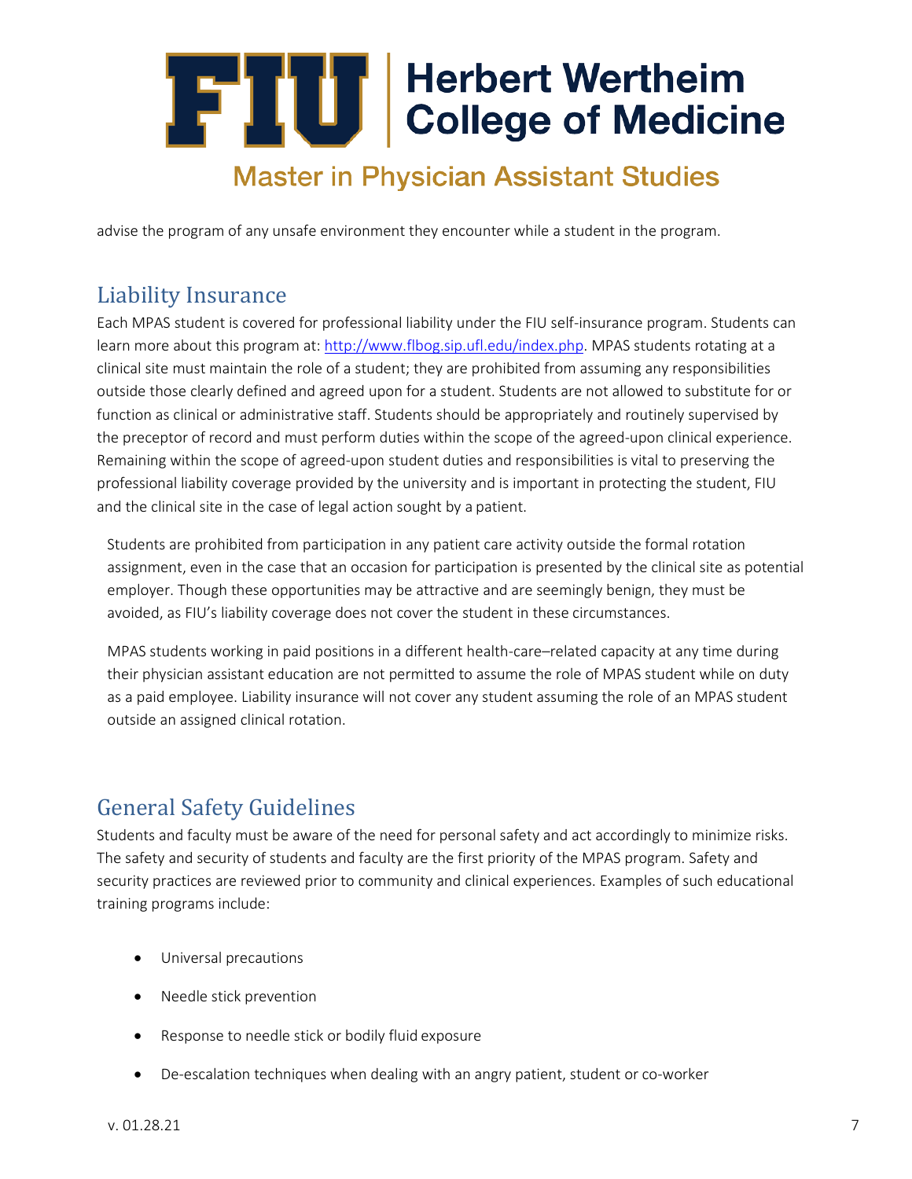advise the program of any unsafe environment they encounter while a student in the program.

## Liability Insurance

Each MPAS student is covered for professional liability under the FIU self-insurance program. Students can learn more about this program at: http://www.flbog.sip.ufl.edu/index.php. MPAS students rotating at a clinical site must maintain the role of a student; they are prohibited from assuming any responsibilities outside those clearly defined and agreed upon for a student. Students are not allowed to substitute for or function as clinical or administrative staff. Students should be appropriately and routinely supervised by the preceptor of record and must perform duties within the scope of the agreed-upon clinical experience. Remaining within the scope of agreed-upon student duties and responsibilities is vital to preserving the professional liability coverage provided by the university and is important in protecting the student, FIU and the clinical site in the case of legal action sought by a patient.

Students are prohibited from participation in any patient care activity outside the formal rotation assignment, even in the case that an occasion for participation is presented by the clinical site as potential employer. Though these opportunities may be attractive and are seemingly benign, they must be avoided, as FIU's liability coverage does not cover the student in these circumstances.

MPAS students working in paid positions in a different health-care–related capacity at any time during their physician assistant education are not permitted to assume the role of MPAS student while on duty as a paid employee. Liability insurance will not cover any student assuming the role of an MPAS student outside an assigned clinical rotation.

## General Safety Guidelines

Students and faculty must be aware of the need for personal safety and act accordingly to minimize risks. The safety and security of students and faculty are the first priority of the MPAS program. Safety and security practices are reviewed prior to community and clinical experiences. Examples of such educational training programs include:

- Universal precautions
- Needle stick prevention
- Response to needle stick or bodily fluid exposure
- De-escalation techniques when dealing with an angry patient, student or co-worker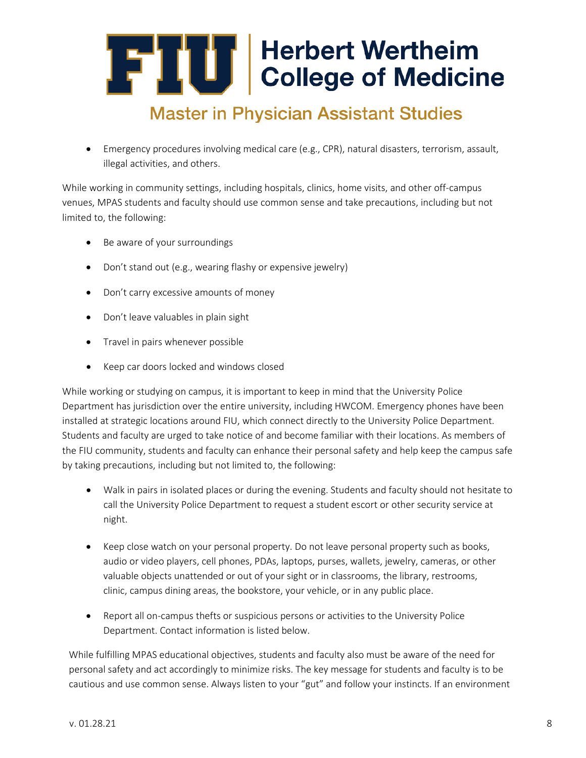- Emergency procedures involving medical care (e.g., CPR), natural disasters, terrorism, assault, illegal activities, and others.

While working in community settings, including hospitals, clinics, home visits, and other off-campus venues, MPAS students and faculty should use common sense and take precautions, including but not limited to, the following:

- Be aware of your surroundings
- Don't stand out (e.g., wearing flashy or expensive jewelry)
- Don't carry excessive amounts of money
- Don't leave valuables in plain sight
- Travel in pairs whenever possible
- Keep car doors locked and windows closed

While working or studying on campus, it is important to keep in mind that the University Police Department has jurisdiction over the entire university, including HWCOM. Emergency phones have been installed at strategic locations around FIU, which connect directly to the University Police Department. Students and faculty are urged to take notice of and become familiar with their locations. As members of the FIU community, students and faculty can enhance their personal safety and help keep the campus safe by taking precautions, including but not limited to, the following:

- Walk in pairs in isolated places or during the evening. Students and faculty should not hesitate to call the University Police Department to request a student escort or other security service at night.
- Keep close watch on your personal property. Do not leave personal property such as books, audio or video players, cell phones, PDAs, laptops, purses, wallets, jewelry, cameras, or other valuable objects unattended or out of your sight or in classrooms, the library, restrooms, clinic, campus dining areas, the bookstore, your vehicle, or in any public place.
- Report all on-campus thefts or suspicious persons or activities to the University Police Department. Contact information is listed below.

While fulfilling MPAS educational objectives, students and faculty also must be aware of the need for personal safety and act accordingly to minimize risks. The key message for students and faculty is to be cautious and use common sense. Always listen to your "gut" and follow your instincts. If an environment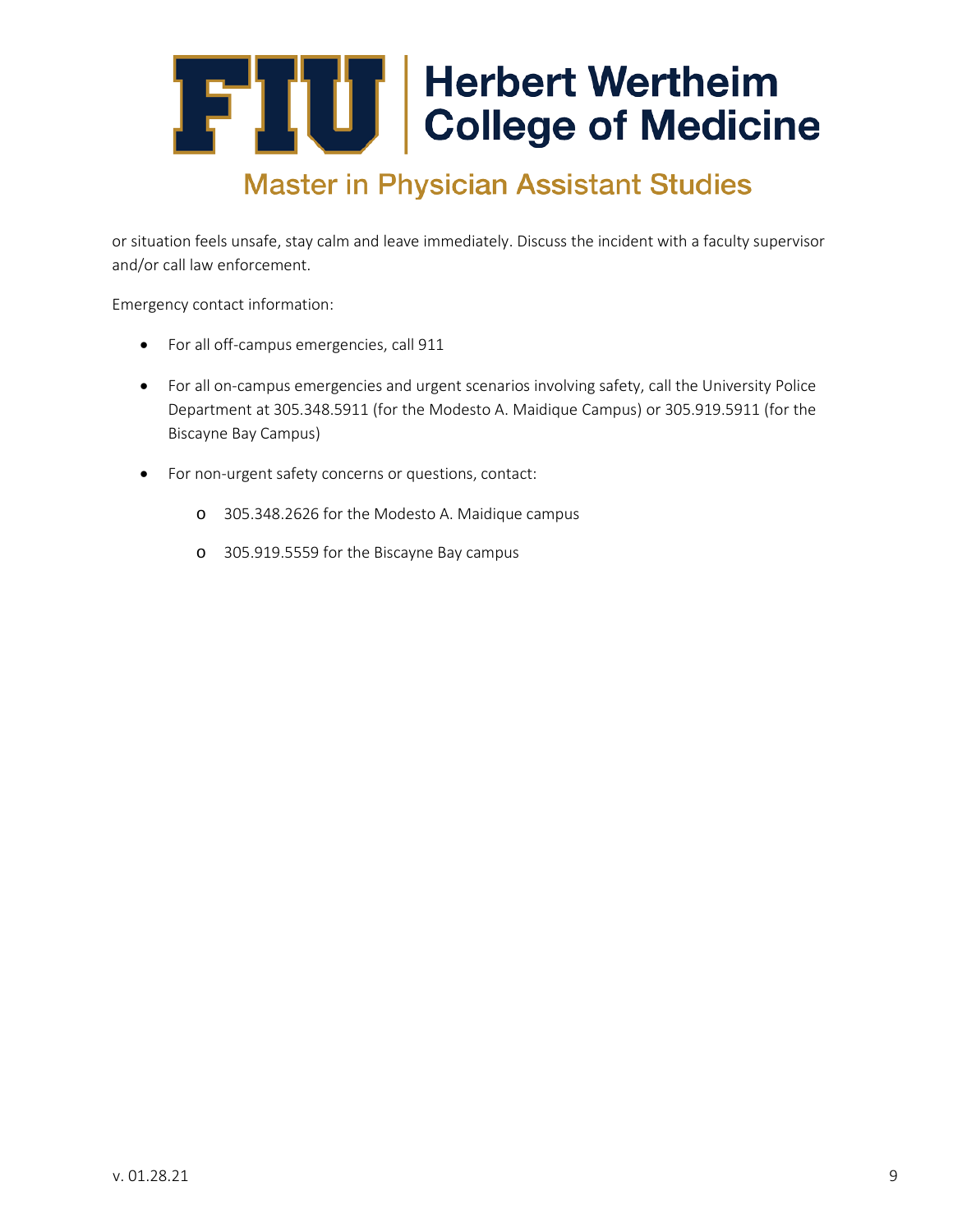or situation feels unsafe, stay calm and leave immediately. Discuss the incident with a faculty supervisor and/or call law enforcement.

Emergency contact information:

- For all off-campus emergencies, call 911
- For all on-campus emergencies and urgent scenarios involving safety, call the University Police Department at 305.348.5911 (for the Modesto A. Maidique Campus) or 305.919.5911 (for the Biscayne Bay Campus)
- For non-urgent safety concerns or questions, contact:
  - 305.348.2626 for the Modesto A. Maidique campus
  - 305.919.5559 for the Biscayne Bay campus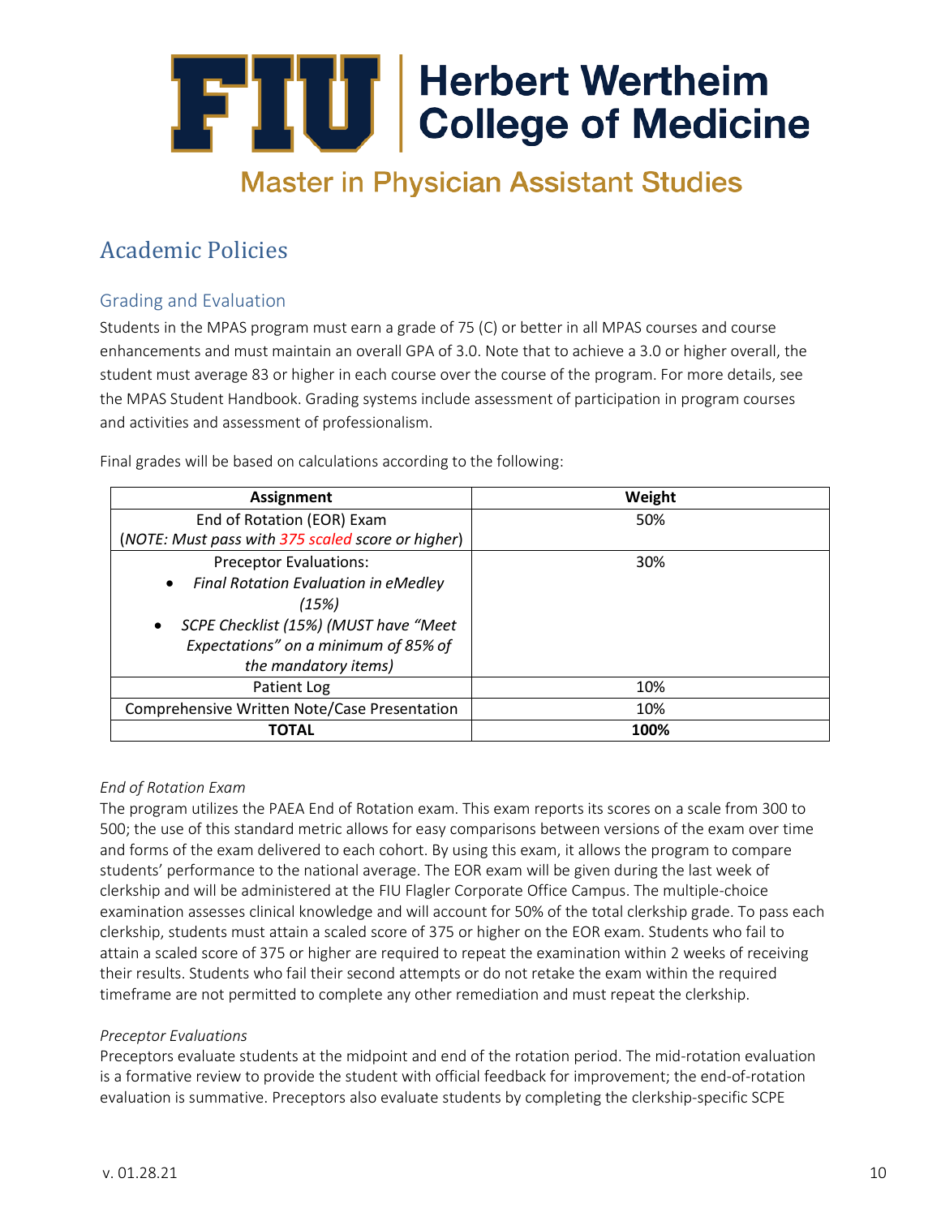# Herbert Wertheim College of Medicine

## Master in Physician Assistant Studies

## Academic Policies

### Grading and Evaluation

Students in the MPAS program must earn a grade of 75 (C) or better in all MPAS courses and course enhancements and must maintain an overall GPA of 3.0. Note that to achieve a 3.0 or higher overall, the student must average 83 or higher in each course over the course of the program. For more details, see the MPAS Student Handbook. Grading systems include assessment of participation in program courses and activities and assessment of professionalism.

Final grades will be based on calculations according to the following:

| Assignment | Weight |
|---|---|
| End of Rotation (EOR) Exam<br>(*NOTE: Must pass with 375 scaled score or higher*) | 50% |
| Preceptor Evaluations:<br>• *Final Rotation Evaluation in eMedley (15%)*<br>• *SCPE Checklist (15%) (MUST have "Meet Expectations" on a minimum of 85% of the mandatory items)* | 30% |
| Patient Log | 10% |
| Comprehensive Written Note/Case Presentation | 10% |
| **TOTAL** | **100%** |

*End of Rotation Exam*

The program utilizes the PAEA End of Rotation exam. This exam reports its scores on a scale from 300 to 500; the use of this standard metric allows for easy comparisons between versions of the exam over time and forms of the exam delivered to each cohort. By using this exam, it allows the program to compare students' performance to the national average. The EOR exam will be given during the last week of clerkship and will be administered at the FIU Flagler Corporate Office Campus. The multiple-choice examination assesses clinical knowledge and will account for 50% of the total clerkship grade. To pass each clerkship, students must attain a scaled score of 375 or higher on the EOR exam. Students who fail to attain a scaled score of 375 or higher are required to repeat the examination within 2 weeks of receiving their results. Students who fail their second attempts or do not retake the exam within the required timeframe are not permitted to complete any other remediation and must repeat the clerkship.

*Preceptor Evaluations*

Preceptors evaluate students at the midpoint and end of the rotation period. The mid-rotation evaluation is a formative review to provide the student with official feedback for improvement; the end-of-rotation evaluation is summative. Preceptors also evaluate students by completing the clerkship-specific SCPE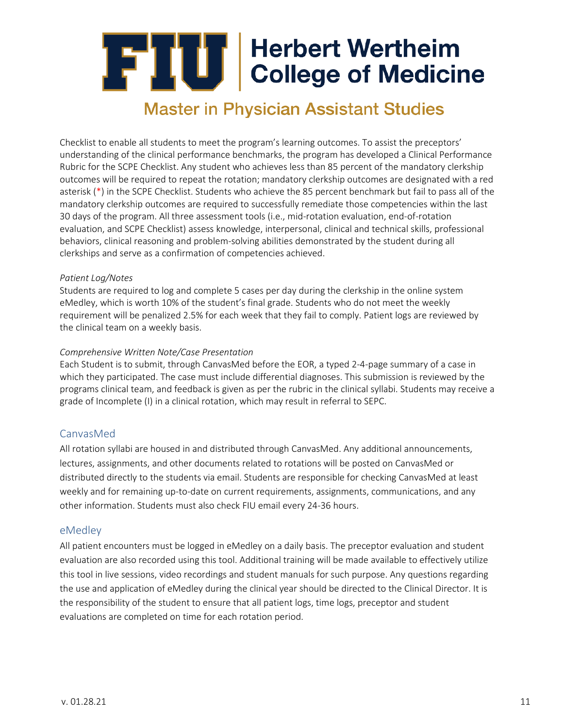Checklist to enable all students to meet the program's learning outcomes. To assist the preceptors' understanding of the clinical performance benchmarks, the program has developed a Clinical Performance Rubric for the SCPE Checklist. Any student who achieves less than 85 percent of the mandatory clerkship outcomes will be required to repeat the rotation; mandatory clerkship outcomes are designated with a red asterisk (*) in the SCPE Checklist. Students who achieve the 85 percent benchmark but fail to pass all of the mandatory clerkship outcomes are required to successfully remediate those competencies within the last 30 days of the program. All three assessment tools (i.e., mid-rotation evaluation, end-of-rotation evaluation, and SCPE Checklist) assess knowledge, interpersonal, clinical and technical skills, professional behaviors, clinical reasoning and problem-solving abilities demonstrated by the student during all clerkships and serve as a confirmation of competencies achieved.

*Patient Log/Notes*

Students are required to log and complete 5 cases per day during the clerkship in the online system eMedley, which is worth 10% of the student's final grade. Students who do not meet the weekly requirement will be penalized 2.5% for each week that they fail to comply. Patient logs are reviewed by the clinical team on a weekly basis.

*Comprehensive Written Note/Case Presentation*

Each Student is to submit, through CanvasMed before the EOR, a typed 2-4-page summary of a case in which they participated. The case must include differential diagnoses. This submission is reviewed by the programs clinical team, and feedback is given as per the rubric in the clinical syllabi. Students may receive a grade of Incomplete (I) in a clinical rotation, which may result in referral to SEPC.

## CanvasMed

All rotation syllabi are housed in and distributed through CanvasMed. Any additional announcements, lectures, assignments, and other documents related to rotations will be posted on CanvasMed or distributed directly to the students via email. Students are responsible for checking CanvasMed at least weekly and for remaining up-to-date on current requirements, assignments, communications, and any other information. Students must also check FIU email every 24-36 hours.

## eMedley

All patient encounters must be logged in eMedley on a daily basis. The preceptor evaluation and student evaluation are also recorded using this tool. Additional training will be made available to effectively utilize this tool in live sessions, video recordings and student manuals for such purpose. Any questions regarding the use and application of eMedley during the clinical year should be directed to the Clinical Director. It is the responsibility of the student to ensure that all patient logs, time logs, preceptor and student evaluations are completed on time for each rotation period.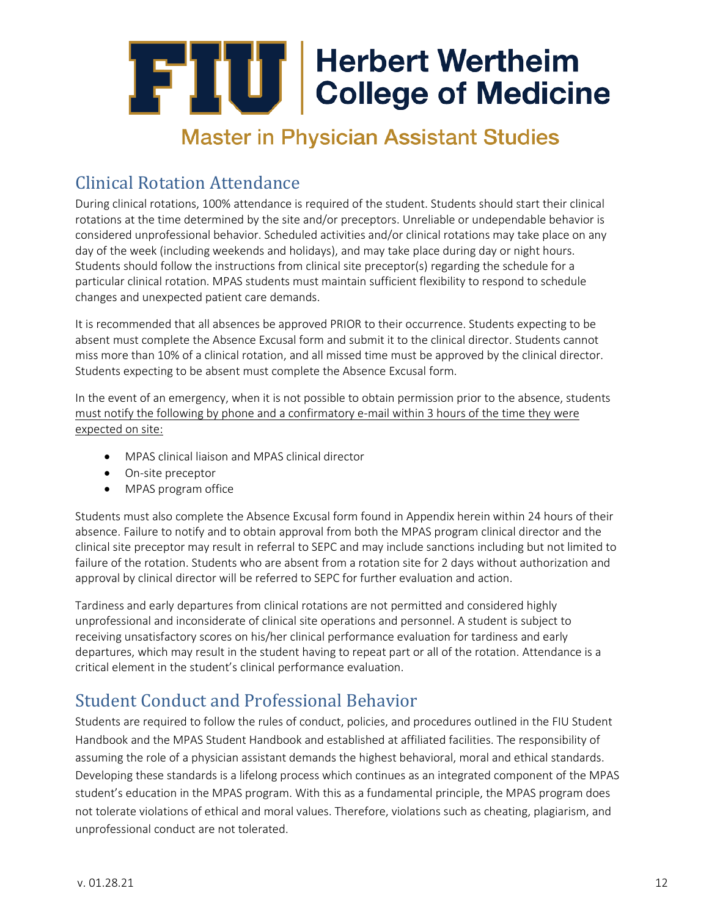## Clinical Rotation Attendance

During clinical rotations, 100% attendance is required of the student. Students should start their clinical rotations at the time determined by the site and/or preceptors. Unreliable or undependable behavior is considered unprofessional behavior. Scheduled activities and/or clinical rotations may take place on any day of the week (including weekends and holidays), and may take place during day or night hours. Students should follow the instructions from clinical site preceptor(s) regarding the schedule for a particular clinical rotation. MPAS students must maintain sufficient flexibility to respond to schedule changes and unexpected patient care demands.

It is recommended that all absences be approved PRIOR to their occurrence. Students expecting to be absent must complete the Absence Excusal form and submit it to the clinical director. Students cannot miss more than 10% of a clinical rotation, and all missed time must be approved by the clinical director. Students expecting to be absent must complete the Absence Excusal form.

In the event of an emergency, when it is not possible to obtain permission prior to the absence, students must notify the following by phone and a confirmatory e-mail within 3 hours of the time they were expected on site:

- MPAS clinical liaison and MPAS clinical director
- On-site preceptor
- MPAS program office

Students must also complete the Absence Excusal form found in Appendix herein within 24 hours of their absence. Failure to notify and to obtain approval from both the MPAS program clinical director and the clinical site preceptor may result in referral to SEPC and may include sanctions including but not limited to failure of the rotation. Students who are absent from a rotation site for 2 days without authorization and approval by clinical director will be referred to SEPC for further evaluation and action.

Tardiness and early departures from clinical rotations are not permitted and considered highly unprofessional and inconsiderate of clinical site operations and personnel. A student is subject to receiving unsatisfactory scores on his/her clinical performance evaluation for tardiness and early departures, which may result in the student having to repeat part or all of the rotation. Attendance is a critical element in the student's clinical performance evaluation.

## Student Conduct and Professional Behavior

Students are required to follow the rules of conduct, policies, and procedures outlined in the FIU Student Handbook and the MPAS Student Handbook and established at affiliated facilities. The responsibility of assuming the role of a physician assistant demands the highest behavioral, moral and ethical standards. Developing these standards is a lifelong process which continues as an integrated component of the MPAS student's education in the MPAS program. With this as a fundamental principle, the MPAS program does not tolerate violations of ethical and moral values. Therefore, violations such as cheating, plagiarism, and unprofessional conduct are not tolerated.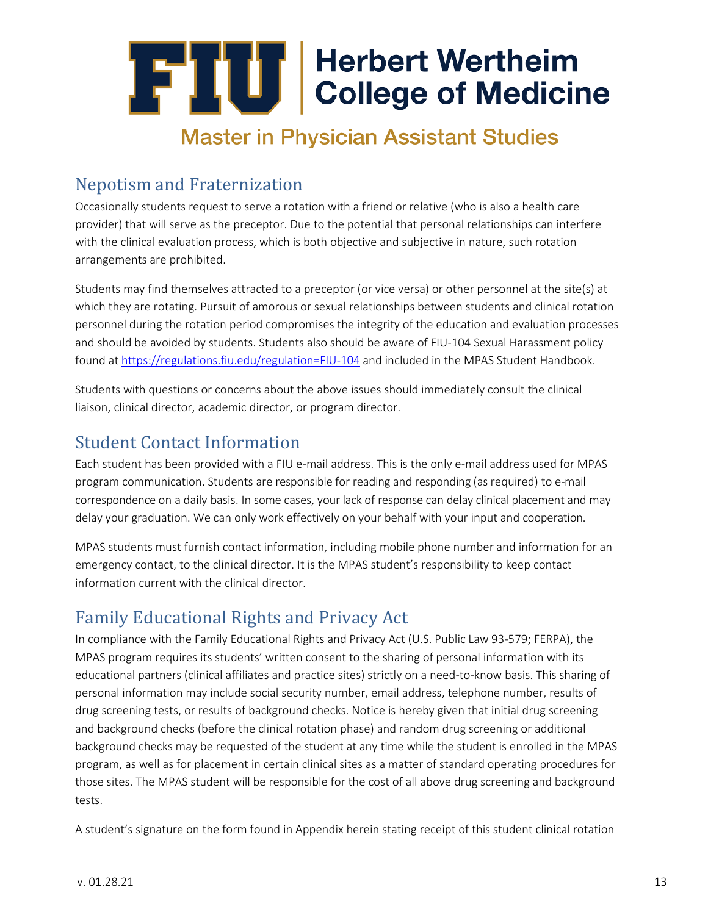## Nepotism and Fraternization

Occasionally students request to serve a rotation with a friend or relative (who is also a health care provider) that will serve as the preceptor. Due to the potential that personal relationships can interfere with the clinical evaluation process, which is both objective and subjective in nature, such rotation arrangements are prohibited.

Students may find themselves attracted to a preceptor (or vice versa) or other personnel at the site(s) at which they are rotating. Pursuit of amorous or sexual relationships between students and clinical rotation personnel during the rotation period compromises the integrity of the education and evaluation processes and should be avoided by students. Students also should be aware of FIU-104 Sexual Harassment policy found at https://regulations.fiu.edu/regulation=FIU-104 and included in the MPAS Student Handbook.

Students with questions or concerns about the above issues should immediately consult the clinical liaison, clinical director, academic director, or program director.

## Student Contact Information

Each student has been provided with a FIU e-mail address. This is the only e-mail address used for MPAS program communication. Students are responsible for reading and responding (as required) to e-mail correspondence on a daily basis. In some cases, your lack of response can delay clinical placement and may delay your graduation. We can only work effectively on your behalf with your input and cooperation.

MPAS students must furnish contact information, including mobile phone number and information for an emergency contact, to the clinical director. It is the MPAS student's responsibility to keep contact information current with the clinical director.

## Family Educational Rights and Privacy Act

In compliance with the Family Educational Rights and Privacy Act (U.S. Public Law 93-579; FERPA), the MPAS program requires its students' written consent to the sharing of personal information with its educational partners (clinical affiliates and practice sites) strictly on a need-to-know basis. This sharing of personal information may include social security number, email address, telephone number, results of drug screening tests, or results of background checks. Notice is hereby given that initial drug screening and background checks (before the clinical rotation phase) and random drug screening or additional background checks may be requested of the student at any time while the student is enrolled in the MPAS program, as well as for placement in certain clinical sites as a matter of standard operating procedures for those sites. The MPAS student will be responsible for the cost of all above drug screening and background tests.

A student's signature on the form found in Appendix herein stating receipt of this student clinical rotation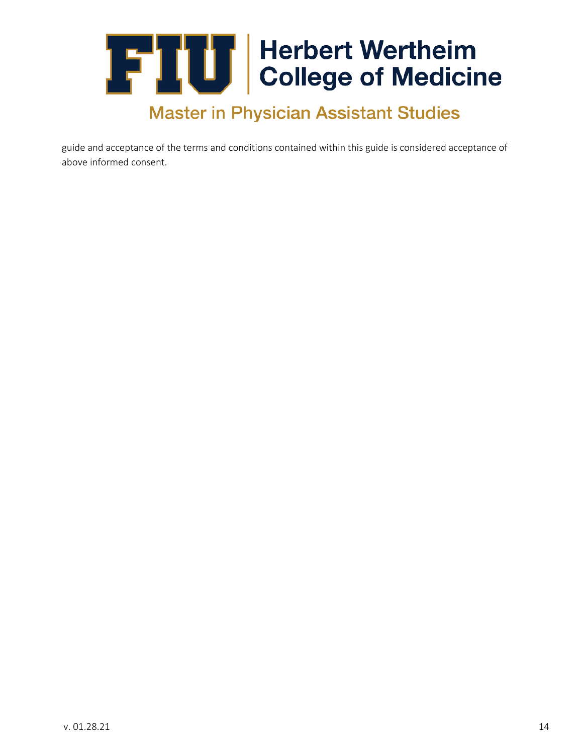guide and acceptance of the terms and conditions contained within this guide is considered acceptance of above informed consent.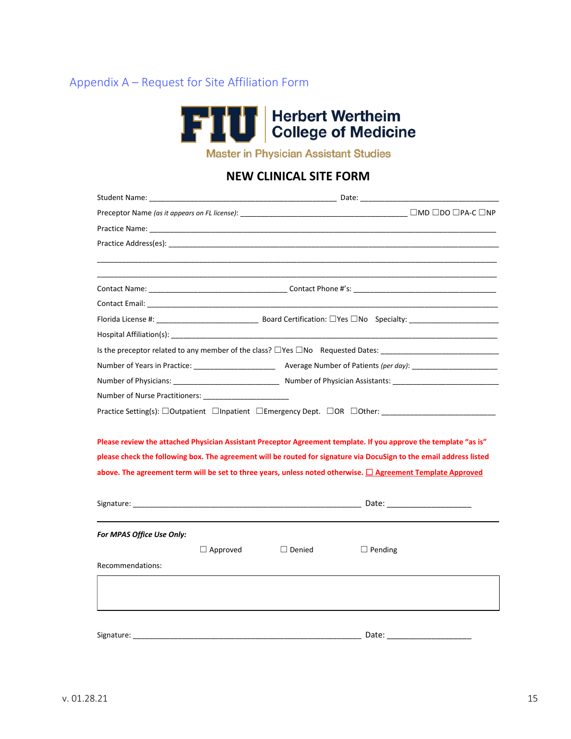## Appendix A – Request for Site Affiliation Form

**FIU | Herbert Wertheim College of Medicine**

**Master in Physician Assistant Studies**

# NEW CLINICAL SITE FORM

Student Name: ___________________________________________ Date: ________________________________

Preceptor Name *(as it appears on FL license)*: _______________________________________ ☐MD ☐DO ☐PA-C ☐NP

Practice Name: _____________________________________________________________________________

Practice Address(es): _________________________________________________________________________

_________________________________________________________________________________________

_________________________________________________________________________________________

Contact Name: ________________________________ Contact Phone #'s: __________________________________

Contact Email: ______________________________________________________________________________

Florida License #: ________________________ Board Certification: ☐Yes ☐No Specialty: _____________________

Hospital Affiliation(s): ________________________________________________________________________

Is the preceptor related to any member of the class? ☐Yes ☐No Requested Dates: ____________________________

Number of Years in Practice: ___________________ Average Number of Patients *(per day)*: ____________________

Number of Physicians: _________________________ Number of Physician Assistants: _________________________

Number of Nurse Practitioners: ____________________

Practice Setting(s): ☐Outpatient ☐Inpatient ☐Emergency Dept. ☐OR ☐Other: __________________________

**Please review the attached Physician Assistant Preceptor Agreement template. If you approve the template "as is" please check the following box. The agreement will be routed for signature via DocuSign to the email address listed above. The agreement term will be set to three years, unless noted otherwise. ☐ Agreement Template Approved**

Signature: ______________________________________________________ Date: ___________________

---

***For MPAS Office Use Only:***

☐ Approved ☐ Denied ☐ Pending

Recommendations:

| |
|---|
| |

Signature: ______________________________________________________ Date: ___________________

v. 01.28.21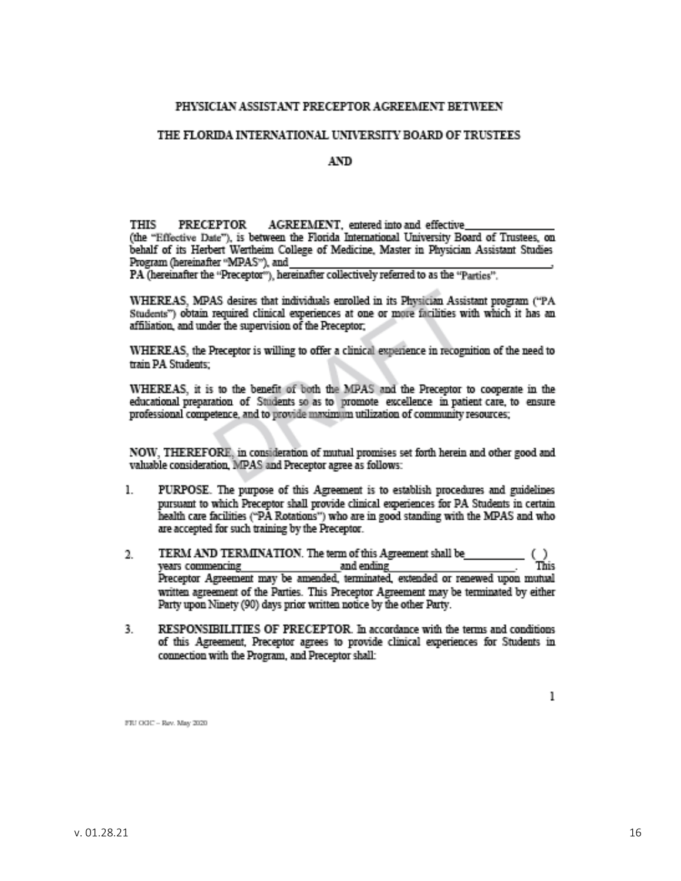**PHYSICIAN ASSISTANT PRECEPTOR AGREEMENT BETWEEN**

**THE FLORIDA INTERNATIONAL UNIVERSITY BOARD OF TRUSTEES**

**AND**

**THIS PRECEPTOR AGREEMENT**, entered into and effective_______________ (the "Effective Date"), is between the Florida International University Board of Trustees, on behalf of its Herbert Wertheim College of Medicine, Master in Physician Assistant Studies Program (hereinafter "MPAS"), and_____________________________________________, PA (hereinafter the "Preceptor"), hereinafter collectively referred to as the "Parties".

WHEREAS, MPAS desires that individuals enrolled in its Physician Assistant program ("PA Students") obtain required clinical experiences at one or more facilities with which it has an affiliation, and under the supervision of the Preceptor;

WHEREAS, the Preceptor is willing to offer a clinical experience in recognition of the need to train PA Students;

WHEREAS, it is to the benefit of both the MPAS and the Preceptor to cooperate in the educational preparation of Students so as to promote excellence in patient care, to ensure professional competence, and to provide maximum utilization of community resources;

NOW, THEREFORE, in consideration of mutual promises set forth herein and other good and valuable consideration, MPAS and Preceptor agree as follows:

1. **PURPOSE**. The purpose of this Agreement is to establish procedures and guidelines pursuant to which Preceptor shall provide clinical experiences for PA Students in certain health care facilities ("PA Rotations") who are in good standing with the MPAS and who are accepted for such training by the Preceptor.

2. **TERM AND TERMINATION**. The term of this Agreement shall be__________ ( ) years commencing_________________and ending_____________________. This Preceptor Agreement may be amended, terminated, extended or renewed upon mutual written agreement of the Parties. This Preceptor Agreement may be terminated by either Party upon Ninety (90) days prior written notice by the other Party.

3. **RESPONSIBILITIES OF PRECEPTOR**. In accordance with the terms and conditions of this Agreement, Preceptor agrees to provide clinical experiences for Students in connection with the Program, and Preceptor shall:

FIU OGC – Rev. May 2020

v. 01.28.21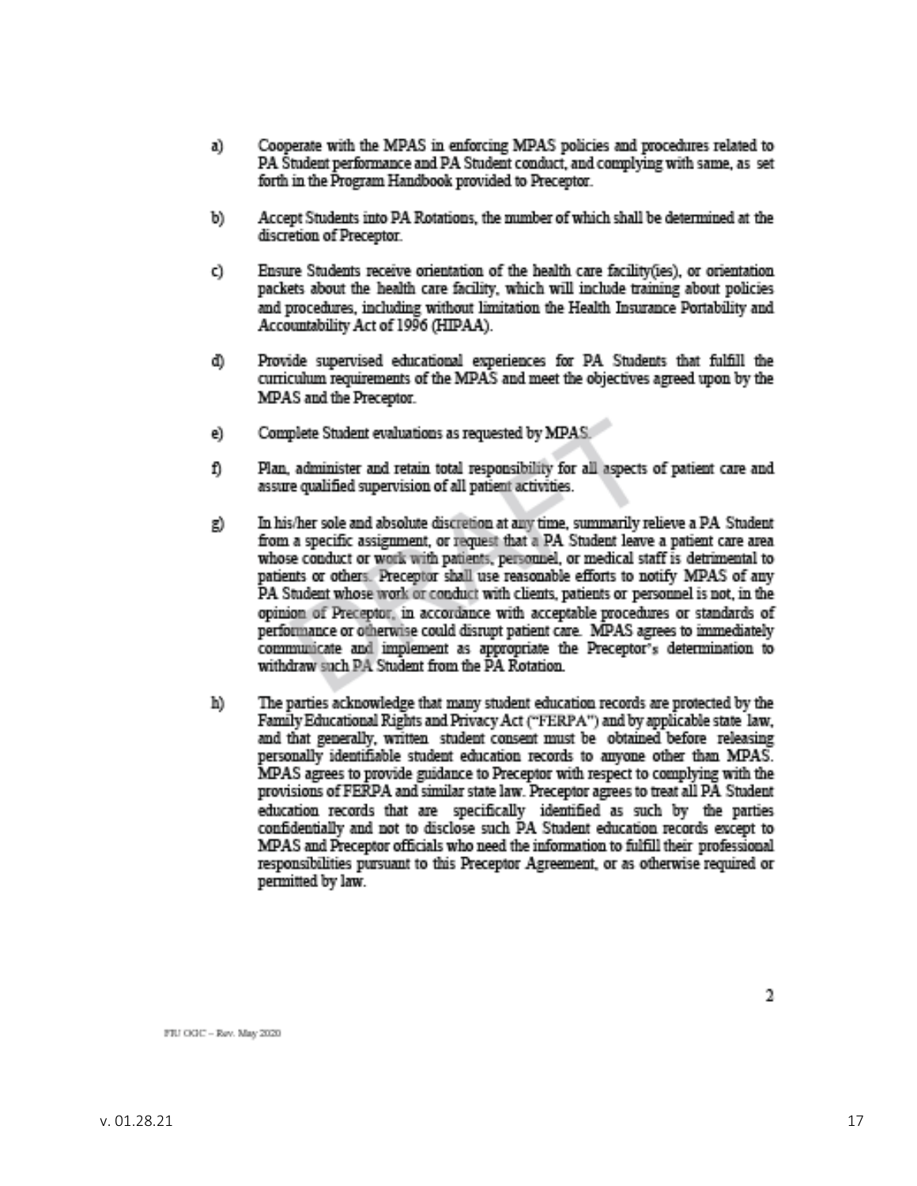a) Cooperate with the MPAS in enforcing MPAS policies and procedures related to PA Student performance and PA Student conduct, and complying with same, as set forth in the Program Handbook provided to Preceptor.

b) Accept Students into PA Rotations, the number of which shall be determined at the discretion of Preceptor.

c) Ensure Students receive orientation of the health care facility(ies), or orientation packets about the health care facility, which will include training about policies and procedures, including without limitation the Health Insurance Portability and Accountability Act of 1996 (HIPAA).

d) Provide supervised educational experiences for PA Students that fulfill the curriculum requirements of the MPAS and meet the objectives agreed upon by the MPAS and the Preceptor.

e) Complete Student evaluations as requested by MPAS.

f) Plan, administer and retain total responsibility for all aspects of patient care and assure qualified supervision of all patient activities.

g) In his/her sole and absolute discretion at any time, summarily relieve a PA Student from a specific assignment, or request that a PA Student leave a patient care area whose conduct or work with patients, personnel, or medical staff is detrimental to patients or others. Preceptor shall use reasonable efforts to notify MPAS of any PA Student whose work or conduct with clients, patients or personnel is not, in the opinion of Preceptor, in accordance with acceptable procedures or standards of performance or otherwise could disrupt patient care. MPAS agrees to immediately communicate and implement as appropriate the Preceptor's determination to withdraw such PA Student from the PA Rotation.

h) The parties acknowledge that many student education records are protected by the Family Educational Rights and Privacy Act ("FERPA") and by applicable state law, and that generally, written student consent must be obtained before releasing personally identifiable student education records to anyone other than MPAS. MPAS agrees to provide guidance to Preceptor with respect to complying with the provisions of FERPA and similar state law. Preceptor agrees to treat all PA Student education records that are specifically identified as such by the parties confidentially and not to disclose such PA Student education records except to MPAS and Preceptor officials who need the information to fulfill their professional responsibilities pursuant to this Preceptor Agreement, or as otherwise required or permitted by law.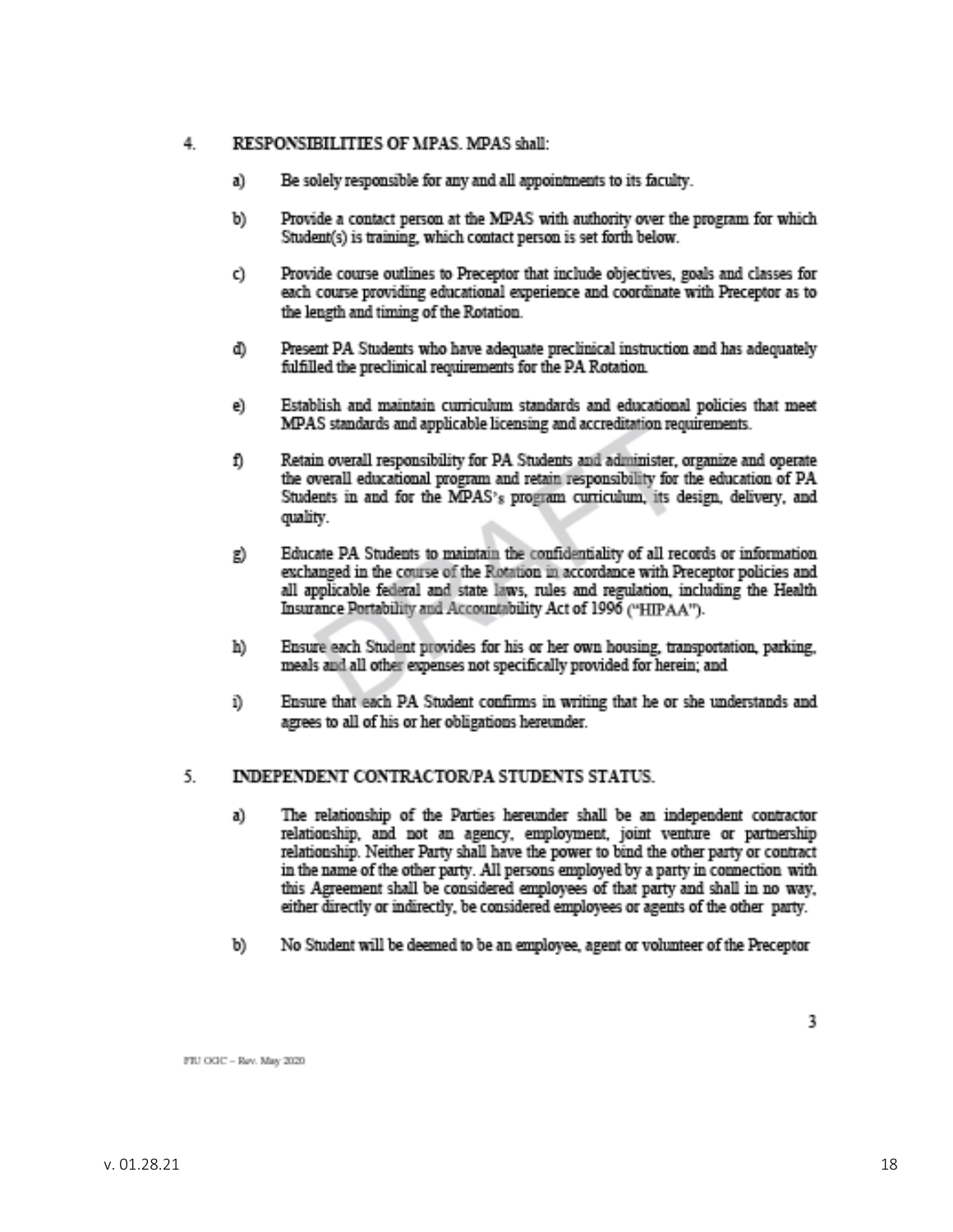4. **RESPONSIBILITIES OF MPAS.** MPAS shall:

   a) Be solely responsible for any and all appointments to its faculty.

   b) Provide a contact person at the MPAS with authority over the program for which Student(s) is training, which contact person is set forth below.

   c) Provide course outlines to Preceptor that include objectives, goals and classes for each course providing educational experience and coordinate with Preceptor as to the length and timing of the Rotation.

   d) Present PA Students who have adequate preclinical instruction and has adequately fulfilled the preclinical requirements for the PA Rotation.

   e) Establish and maintain curriculum standards and educational policies that meet MPAS standards and applicable licensing and accreditation requirements.

   f) Retain overall responsibility for PA Students and administer, organize and operate the overall educational program and retain responsibility for the education of PA Students in and for the MPAS's program curriculum, its design, delivery, and quality.

   g) Educate PA Students to maintain the confidentiality of all records or information exchanged in the course of the Rotation in accordance with Preceptor policies and all applicable federal and state laws, rules and regulation, including the Health Insurance Portability and Accountability Act of 1996 ("HIPAA").

   h) Ensure each Student provides for his or her own housing, transportation, parking, meals and all other expenses not specifically provided for herein; and

   i) Ensure that each PA Student confirms in writing that he or she understands and agrees to all of his or her obligations hereunder.

5. **INDEPENDENT CONTRACTOR/PA STUDENTS STATUS.**

   a) The relationship of the Parties hereunder shall be an independent contractor relationship, and not an agency, employment, joint venture or partnership relationship. Neither Party shall have the power to bind the other party or contract in the name of the other party. All persons employed by a party in connection with this Agreement shall be considered employees of that party and shall in no way, either directly or indirectly, be considered employees or agents of the other party.

   b) No Student will be deemed to be an employee, agent or volunteer of the Preceptor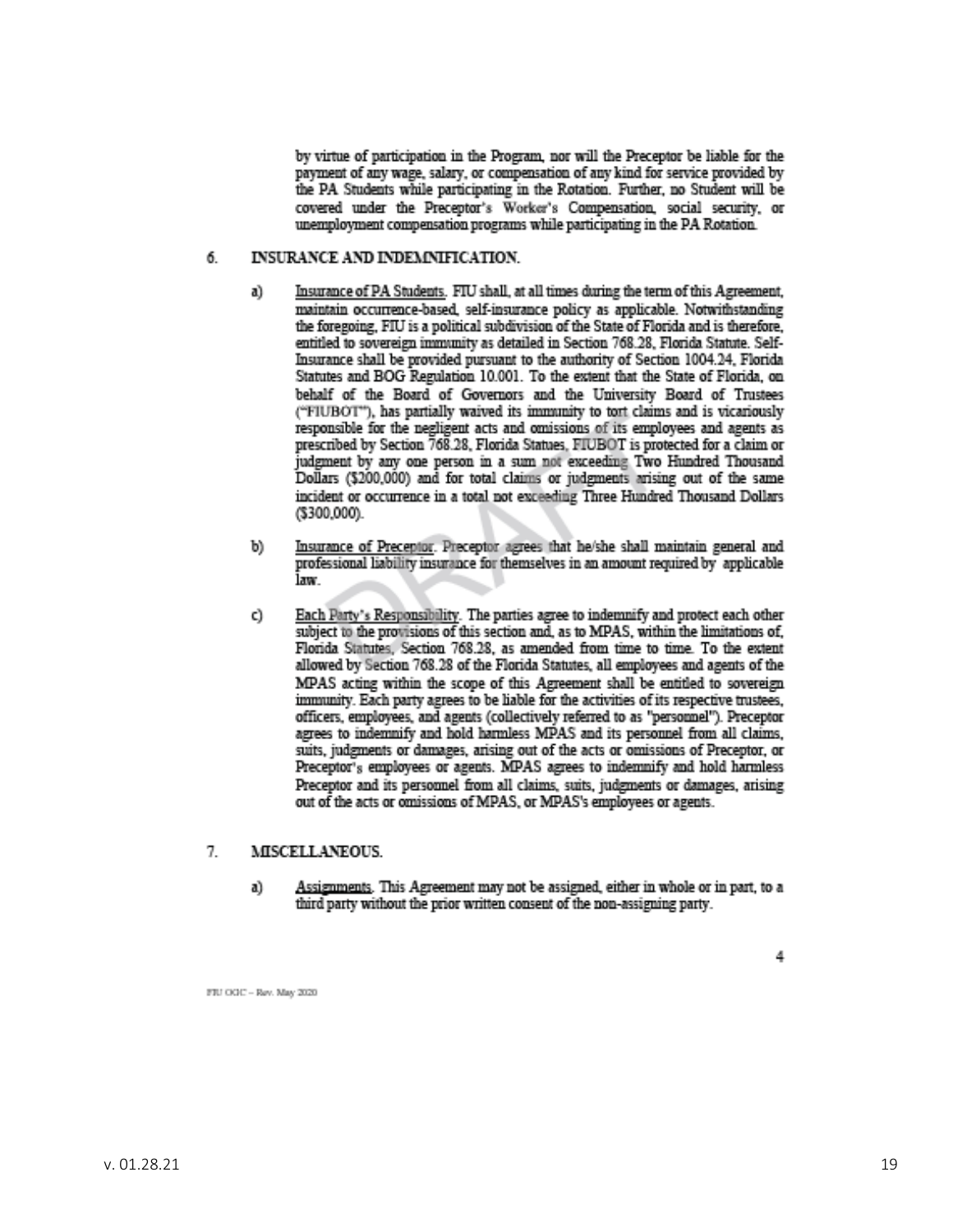by virtue of participation in the Program, nor will the Preceptor be liable for the payment of any wage, salary, or compensation of any kind for service provided by the PA Students while participating in the Rotation. Further, no Student will be covered under the Preceptor's Worker's Compensation, social security, or unemployment compensation programs while participating in the PA Rotation.

6. **INSURANCE AND INDEMNIFICATION.**

   a) Insurance of PA Students. FIU shall, at all times during the term of this Agreement, maintain occurrence-based, self-insurance policy as applicable. Notwithstanding the foregoing, FIU is a political subdivision of the State of Florida and is therefore, entitled to sovereign immunity as detailed in Section 768.28, Florida Statute. Self-Insurance shall be provided pursuant to the authority of Section 1004.24, Florida Statutes and BOG Regulation 10.001. To the extent that the State of Florida, on behalf of the Board of Governors and the University Board of Trustees ("FIUBOT"), has partially waived its immunity to tort claims and is vicariously responsible for the negligent acts and omissions of its employees and agents as prescribed by Section 768.28, Florida Statues, FIUBOT is protected for a claim or judgment by any one person in a sum not exceeding Two Hundred Thousand Dollars ($200,000) and for total claims or judgments arising out of the same incident or occurrence in a total not exceeding Three Hundred Thousand Dollars ($300,000).

   b) Insurance of Preceptor. Preceptor agrees that he/she shall maintain general and professional liability insurance for themselves in an amount required by applicable law.

   c) Each Party's Responsibility. The parties agree to indemnify and protect each other subject to the provisions of this section and, as to MPAS, within the limitations of, Florida Statutes, Section 768.28, as amended from time to time. To the extent allowed by Section 768.28 of the Florida Statutes, all employees and agents of the MPAS acting within the scope of this Agreement shall be entitled to sovereign immunity. Each party agrees to be liable for the activities of its respective trustees, officers, employees, and agents (collectively referred to as "personnel"). Preceptor agrees to indemnify and hold harmless MPAS and its personnel from all claims, suits, judgments or damages, arising out of the acts or omissions of Preceptor, or Preceptor's employees or agents. MPAS agrees to indemnify and hold harmless Preceptor and its personnel from all claims, suits, judgments or damages, arising out of the acts or omissions of MPAS, or MPAS's employees or agents.

7. **MISCELLANEOUS.**

   a) Assignments. This Agreement may not be assigned, either in whole or in part, to a third party without the prior written consent of the non-assigning party.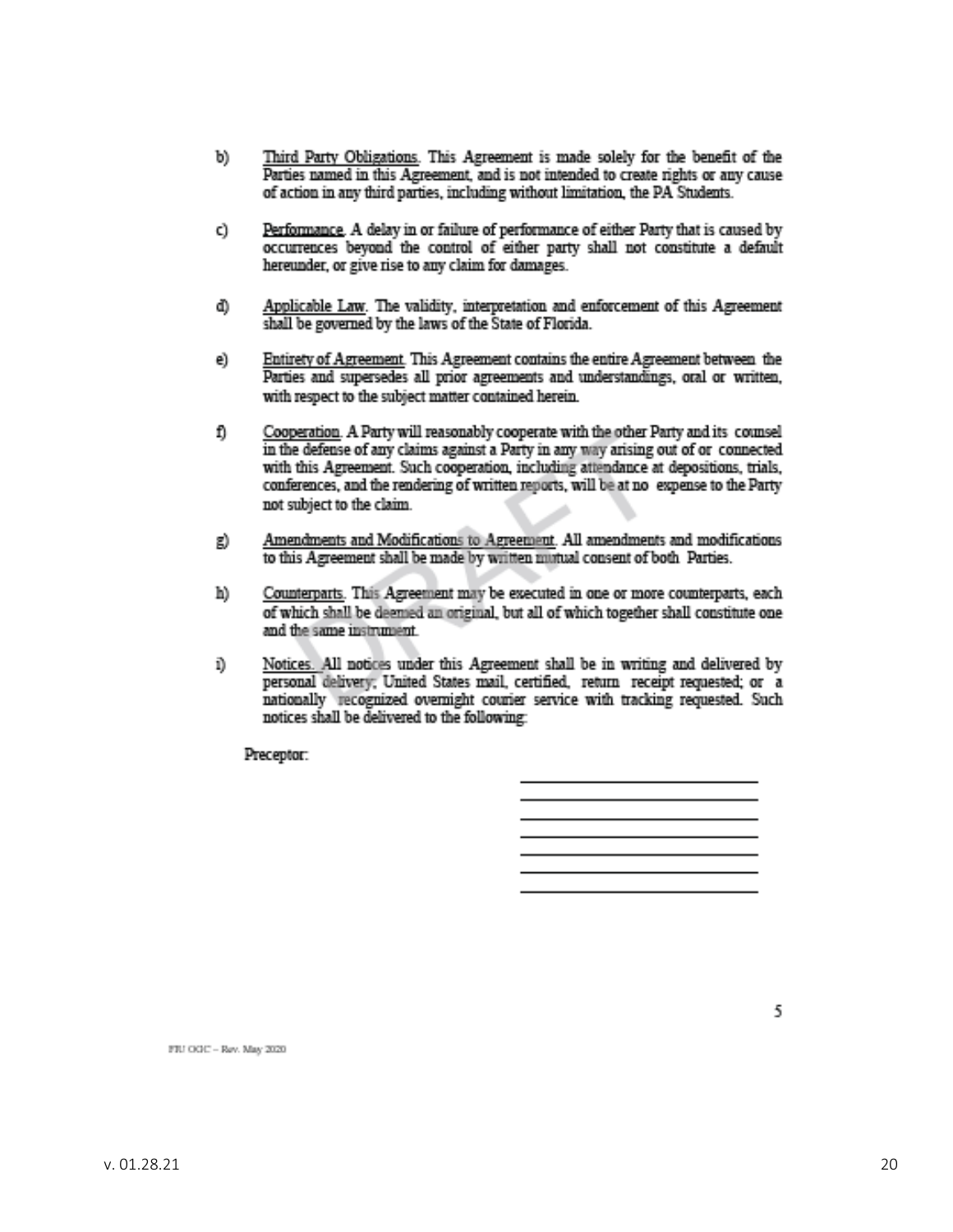b) Third Party Obligations. This Agreement is made solely for the benefit of the Parties named in this Agreement, and is not intended to create rights or any cause of action in any third parties, including without limitation, the PA Students.

c) Performance. A delay in or failure of performance of either Party that is caused by occurrences beyond the control of either party shall not constitute a default hereunder, or give rise to any claim for damages.

d) Applicable Law. The validity, interpretation and enforcement of this Agreement shall be governed by the laws of the State of Florida.

e) Entirety of Agreement. This Agreement contains the entire Agreement between the Parties and supersedes all prior agreements and understandings, oral or written, with respect to the subject matter contained herein.

f) Cooperation. A Party will reasonably cooperate with the other Party and its counsel in the defense of any claims against a Party in any way arising out of or connected with this Agreement. Such cooperation, including attendance at depositions, trials, conferences, and the rendering of written reports, will be at no expense to the Party not subject to the claim.

g) Amendments and Modifications to Agreement. All amendments and modifications to this Agreement shall be made by written mutual consent of both Parties.

h) Counterparts. This Agreement may be executed in one or more counterparts, each of which shall be deemed an original, but all of which together shall constitute one and the same instrument.

i) Notices. All notices under this Agreement shall be in writing and delivered by personal delivery, United States mail, certified, return receipt requested; or a nationally recognized overnight courier service with tracking requested. Such notices shall be delivered to the following:

Preceptor:

\_\_\_\_\_\_\_\_\_\_\_\_\_\_\_\_\_\_\_\_\_\_\_\_\_\_\_\_

\_\_\_\_\_\_\_\_\_\_\_\_\_\_\_\_\_\_\_\_\_\_\_\_\_\_\_\_

\_\_\_\_\_\_\_\_\_\_\_\_\_\_\_\_\_\_\_\_\_\_\_\_\_\_\_\_

\_\_\_\_\_\_\_\_\_\_\_\_\_\_\_\_\_\_\_\_\_\_\_\_\_\_\_\_

\_\_\_\_\_\_\_\_\_\_\_\_\_\_\_\_\_\_\_\_\_\_\_\_\_\_\_\_

\_\_\_\_\_\_\_\_\_\_\_\_\_\_\_\_\_\_\_\_\_\_\_\_\_\_\_\_

\_\_\_\_\_\_\_\_\_\_\_\_\_\_\_\_\_\_\_\_\_\_\_\_\_\_\_\_

FIU OGC – Rev. May 2020

v. 01.28.21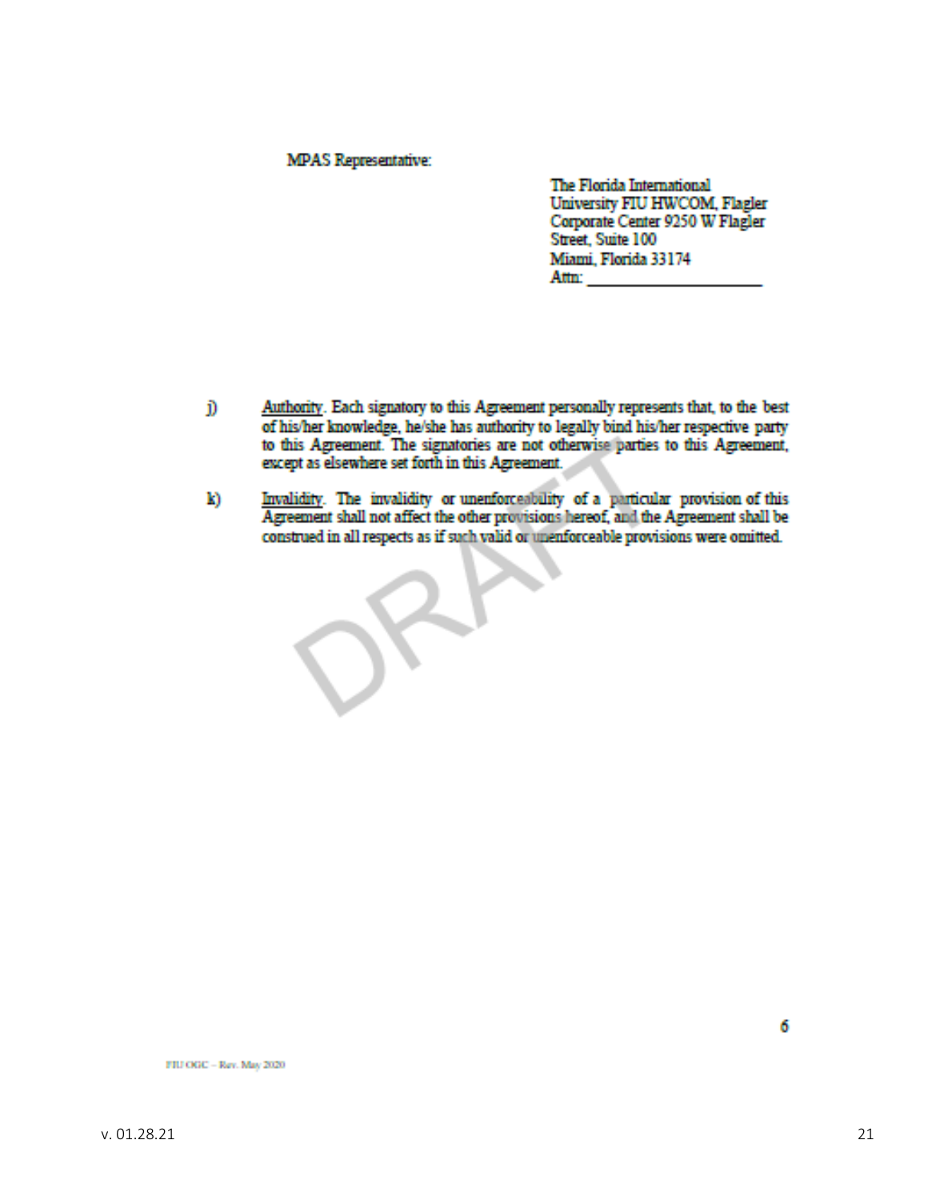MPAS Representative:

The Florida International University FIU HWCOM, Flagler Corporate Center 9250 W Flagler Street, Suite 100
Miami, Florida 33174
Attn: ____________________

j) Authority. Each signatory to this Agreement personally represents that, to the best of his/her knowledge, he/she has authority to legally bind his/her respective party to this Agreement. The signatories are not otherwise parties to this Agreement, except as elsewhere set forth in this Agreement.

k) Invalidity. The invalidity or unenforceability of a particular provision of this Agreement shall not affect the other provisions hereof, and the Agreement shall be construed in all respects as if such valid or unenforceable provisions were omitted.

FIU OGC – Rev. May 2020

v. 01.28.21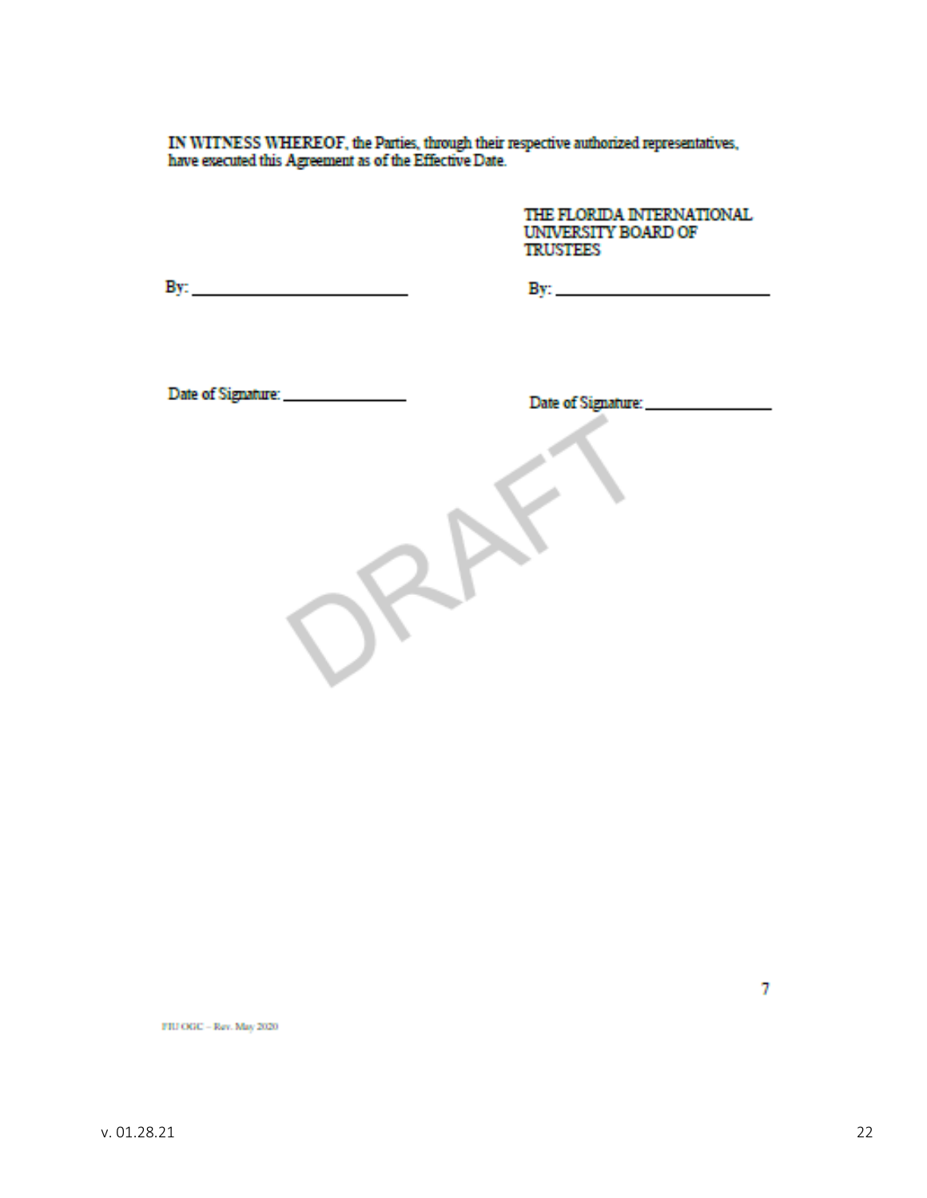**IN WITNESS WHEREOF**, the Parties, through their respective authorized representatives, have executed this Agreement as of the Effective Date.

| | THE FLORIDA INTERNATIONAL UNIVERSITY BOARD OF TRUSTEES |
|---|---|
| By: ________________________ | By: ________________________ |
| Date of Signature: ______________ | Date of Signature: ______________ |

DRAFT

FIU OGC – Rev. May 2020

v. 01.28.21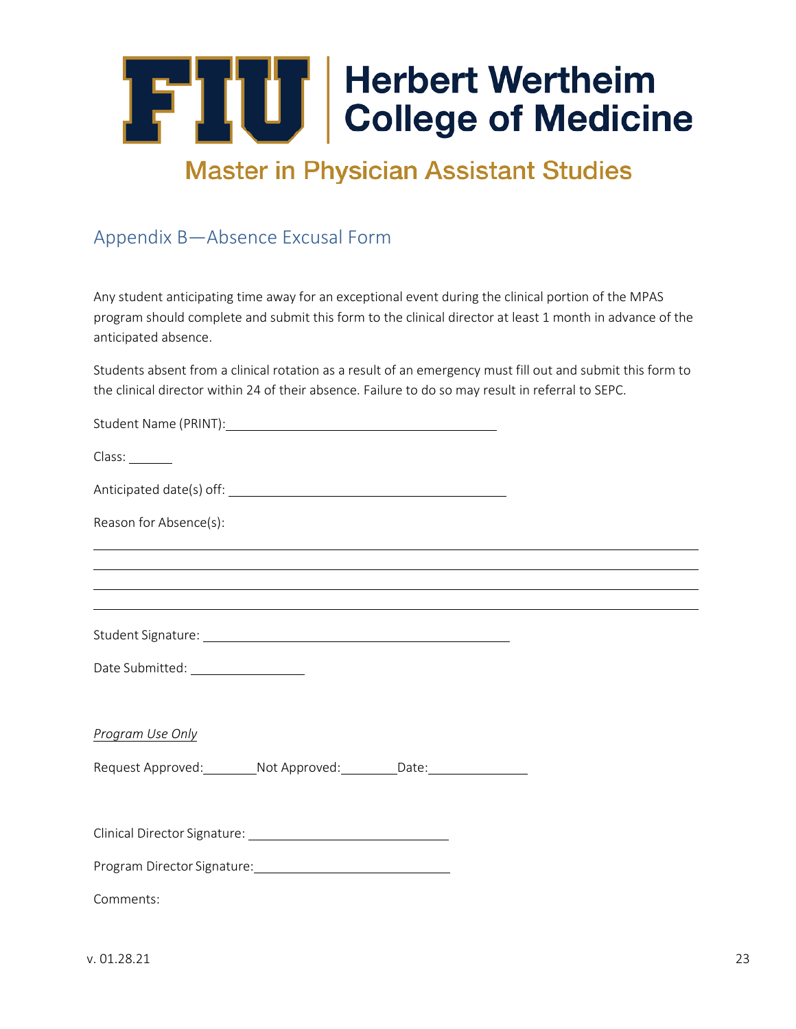# Herbert Wertheim College of Medicine

## Master in Physician Assistant Studies

## Appendix B—Absence Excusal Form

Any student anticipating time away for an exceptional event during the clinical portion of the MPAS program should complete and submit this form to the clinical director at least 1 month in advance of the anticipated absence.

Students absent from a clinical rotation as a result of an emergency must fill out and submit this form to the clinical director within 24 of their absence. Failure to do so may result in referral to SEPC.

Student Name (PRINT): ____________________________________

Class: ______

Anticipated date(s) off: ____________________________________

Reason for Absence(s):

________________________________________________________________________________

________________________________________________________________________________

________________________________________________________________________________

________________________________________________________________________________

Student Signature: ________________________________________

Date Submitted: _______________

*Program Use Only*

Request Approved: ________ Not Approved: ________ Date: _____________

Clinical Director Signature: ___________________________

Program Director Signature: ___________________________

Comments:

v. 01.28.21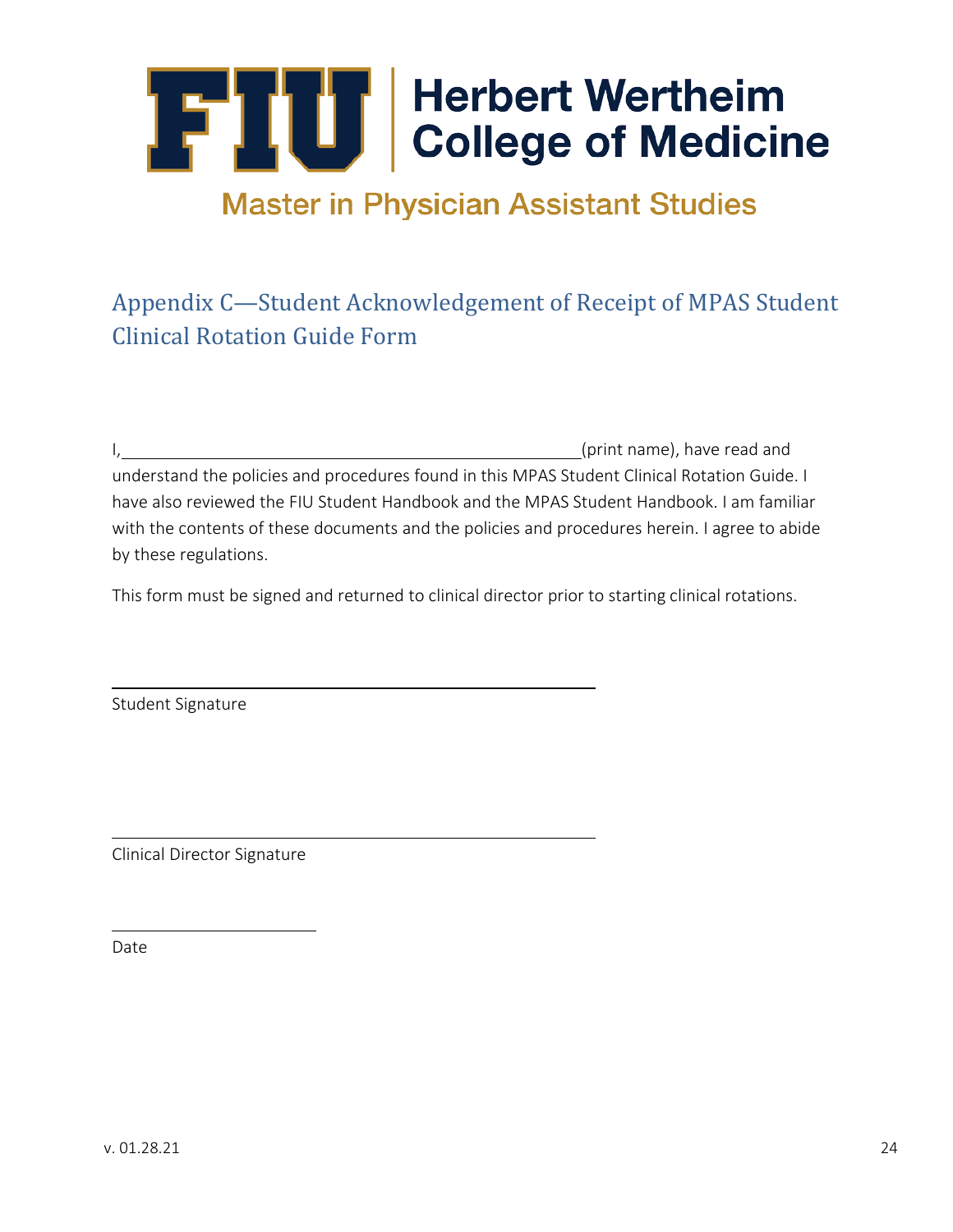FIU | Herbert Wertheim College of Medicine

Master in Physician Assistant Studies

## Appendix C—Student Acknowledgement of Receipt of MPAS Student Clinical Rotation Guide Form

I,\_\_\_\_\_\_\_\_\_\_\_\_\_\_\_\_\_\_\_\_\_\_\_\_\_\_\_\_\_\_\_\_\_\_\_\_\_\_\_\_\_\_\_\_\_\_\_\_(print name), have read and understand the policies and procedures found in this MPAS Student Clinical Rotation Guide. I have also reviewed the FIU Student Handbook and the MPAS Student Handbook. I am familiar with the contents of these documents and the policies and procedures herein. I agree to abide by these regulations.

This form must be signed and returned to clinical director prior to starting clinical rotations.

\_\_\_\_\_\_\_\_\_\_\_\_\_\_\_\_\_\_\_\_\_\_\_\_\_\_\_\_\_\_\_\_\_\_\_\_\_\_\_\_\_\_\_\_\_\_\_\_

Student Signature

\_\_\_\_\_\_\_\_\_\_\_\_\_\_\_\_\_\_\_\_\_\_\_\_\_\_\_\_\_\_\_\_\_\_\_\_\_\_\_\_\_\_\_\_\_\_\_\_

Clinical Director Signature

\_\_\_\_\_\_\_\_\_\_\_\_\_\_\_\_\_\_\_\_\_\_

Date

v. 01.28.21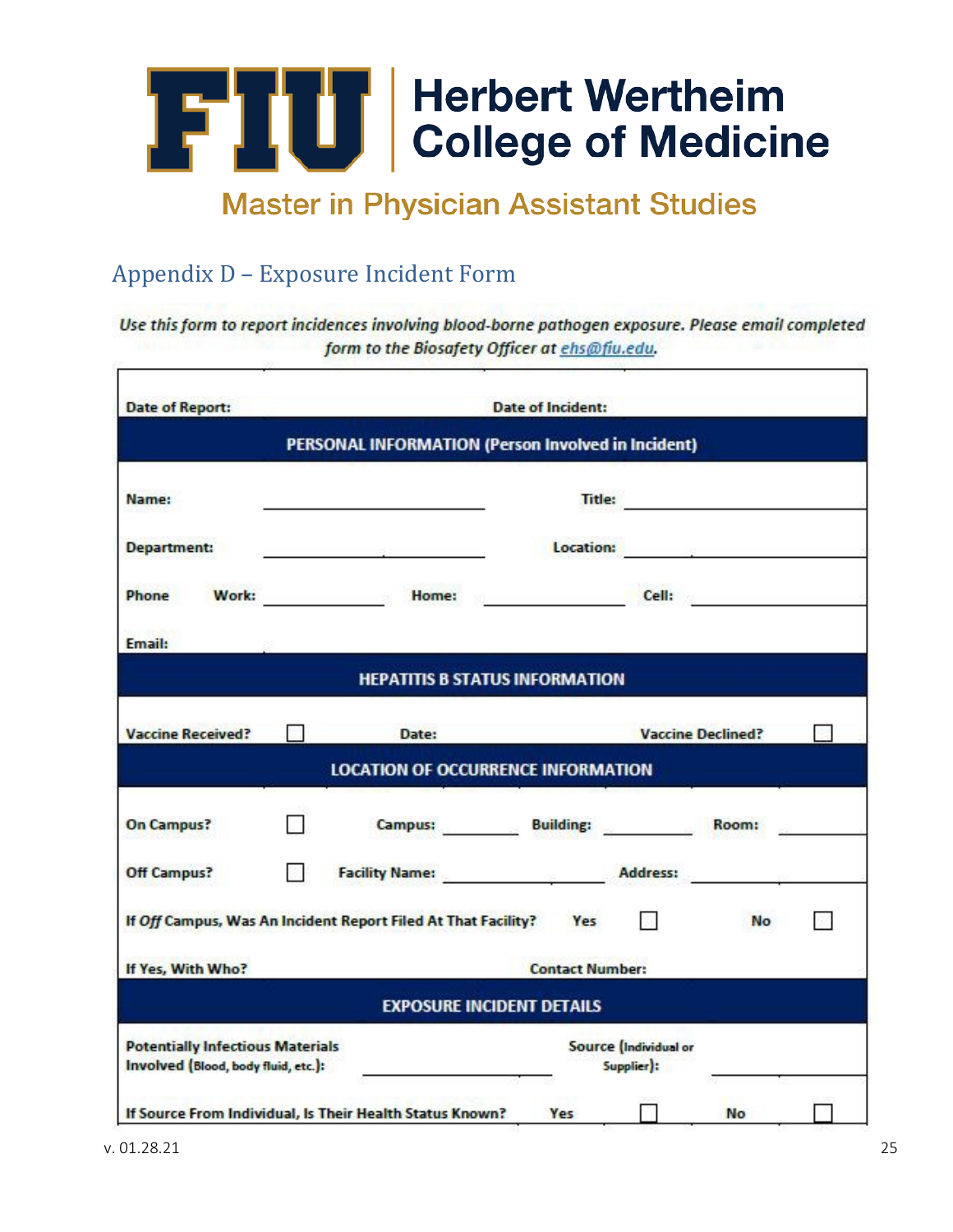# FIU Herbert Wertheim College of Medicine

## Master in Physician Assistant Studies

## Appendix D – Exposure Incident Form

***Use this form to report incidences involving blood-borne pathogen exposure. Please email completed form to the Biosafety Officer at ehs@fiu.edu.***

| | | | | | |
|---|---|---|---|---|---|
| **Date of Report:** | | | **Date of Incident:** | | |
| **PERSONAL INFORMATION (Person Involved in Incident)** | | | | | |
| **Name:** | ______________ | | **Title:** | ______________ | |
| **Department:** | ______________ | | **Location:** | ______________ | |
| **Phone** | **Work:** ________ | **Home:** ________ | | **Cell:** ________ | |
| **Email:** | | | | | |
| **HEPATITIS B STATUS INFORMATION** | | | | | |
| **Vaccine Received?** | ☐ | **Date:** | | **Vaccine Declined?** | ☐ |
| **LOCATION OF OCCURRENCE INFORMATION** | | | | | |
| **On Campus?** | ☐ | **Campus:** ________ | **Building:** ________ | **Room:** ________ | |
| **Off Campus?** | ☐ | **Facility Name:** ________ | | **Address:** ________ | |
| **If *Off* Campus, Was An Incident Report Filed At That Facility?** | | | **Yes** ☐ | | **No** ☐ |
| **If Yes, With Who?** | | | **Contact Number:** | | |
| **EXPOSURE INCIDENT DETAILS** | | | | | |
| **Potentially Infectious Materials Involved (Blood, body fluid, etc.):** | | ______________ | **Source (Individual or Supplier):** | ______________ | |
| **If Source From Individual, Is Their Health Status Known?** | | | **Yes** ☐ | | **No** ☐ |

v. 01.28.21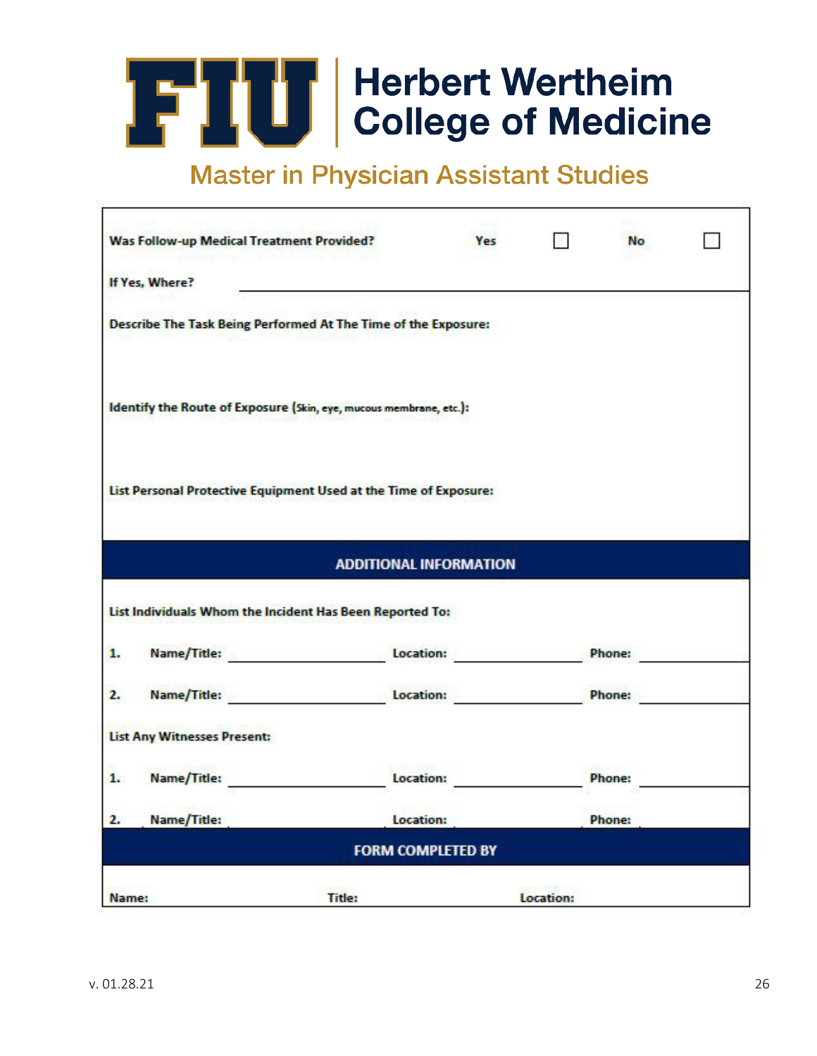# Herbert Wertheim College of Medicine

## Master in Physician Assistant Studies

**Was Follow-up Medical Treatment Provided?** Yes ☐ No ☐

**If Yes, Where?** ______________________________

**Describe The Task Being Performed At The Time of the Exposure:**

**Identify the Route of Exposure (Skin, eye, mucous membrane, etc.):**

**List Personal Protective Equipment Used at the Time of Exposure:**

### ADDITIONAL INFORMATION

**List Individuals Whom the Incident Has Been Reported To:**

1. **Name/Title:** ____________ **Location:** ____________ **Phone:** ____________
2. **Name/Title:** ____________ **Location:** ____________ **Phone:** ____________

**List Any Witnesses Present:**

1. **Name/Title:** ____________ **Location:** ____________ **Phone:** ____________
2. **Name/Title:** ____________ **Location:** ____________ **Phone:** ____________

### FORM COMPLETED BY

**Name:** **Title:** **Location:**

v. 01.28.21